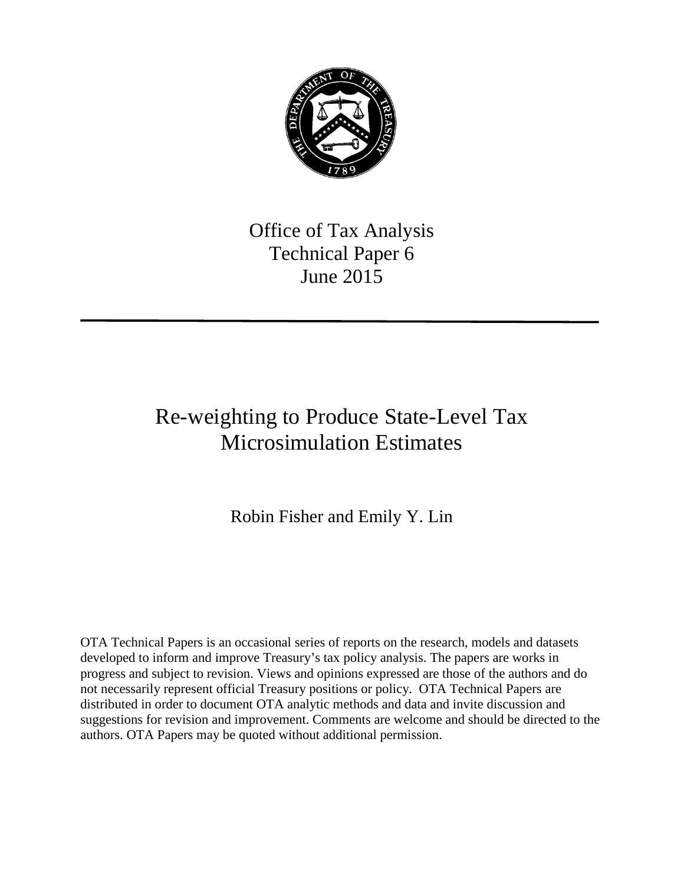Office of Tax Analysis
Technical Paper 6
June 2015

---

# Re-weighting to Produce State-Level Tax Microsimulation Estimates

Robin Fisher and Emily Y. Lin

OTA Technical Papers is an occasional series of reports on the research, models and datasets developed to inform and improve Treasury's tax policy analysis. The papers are works in progress and subject to revision. Views and opinions expressed are those of the authors and do not necessarily represent official Treasury positions or policy. OTA Technical Papers are distributed in order to document OTA analytic methods and data and invite discussion and suggestions for revision and improvement. Comments are welcome and should be directed to the authors. OTA Papers may be quoted without additional permission.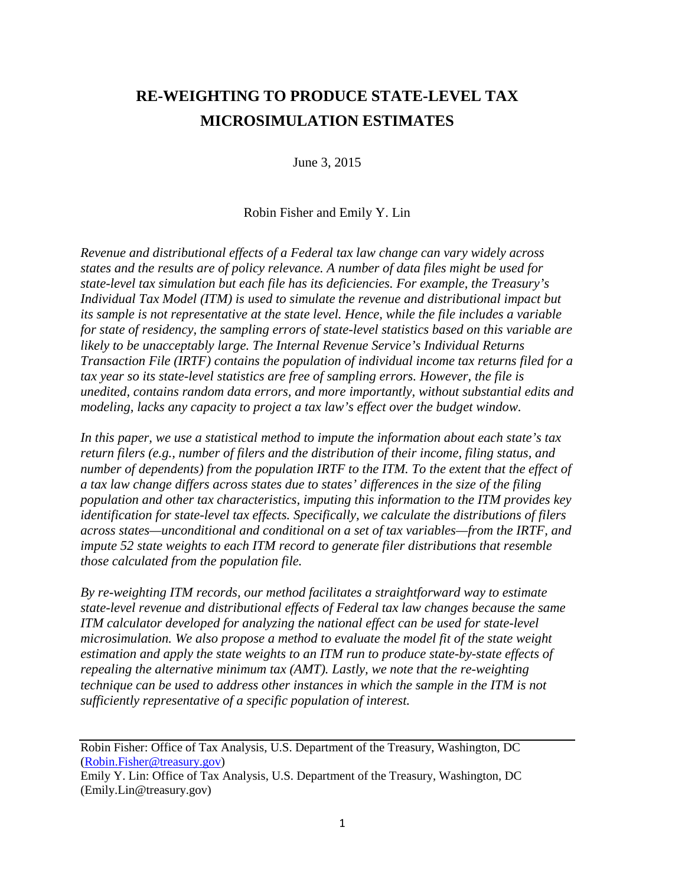# RE-WEIGHTING TO PRODUCE STATE-LEVEL TAX MICROSIMULATION ESTIMATES

June 3, 2015

Robin Fisher and Emily Y. Lin

*Revenue and distributional effects of a Federal tax law change can vary widely across states and the results are of policy relevance. A number of data files might be used for state-level tax simulation but each file has its deficiencies. For example, the Treasury's Individual Tax Model (ITM) is used to simulate the revenue and distributional impact but its sample is not representative at the state level. Hence, while the file includes a variable for state of residency, the sampling errors of state-level statistics based on this variable are likely to be unacceptably large. The Internal Revenue Service's Individual Returns Transaction File (IRTF) contains the population of individual income tax returns filed for a tax year so its state-level statistics are free of sampling errors. However, the file is unedited, contains random data errors, and more importantly, without substantial edits and modeling, lacks any capacity to project a tax law's effect over the budget window.*

*In this paper, we use a statistical method to impute the information about each state's tax return filers (e.g., number of filers and the distribution of their income, filing status, and number of dependents) from the population IRTF to the ITM. To the extent that the effect of a tax law change differs across states due to states' differences in the size of the filing population and other tax characteristics, imputing this information to the ITM provides key identification for state-level tax effects. Specifically, we calculate the distributions of filers across states—unconditional and conditional on a set of tax variables—from the IRTF, and impute 52 state weights to each ITM record to generate filer distributions that resemble those calculated from the population file.*

*By re-weighting ITM records, our method facilitates a straightforward way to estimate state-level revenue and distributional effects of Federal tax law changes because the same ITM calculator developed for analyzing the national effect can be used for state-level microsimulation. We also propose a method to evaluate the model fit of the state weight estimation and apply the state weights to an ITM run to produce state-by-state effects of repealing the alternative minimum tax (AMT). Lastly, we note that the re-weighting technique can be used to address other instances in which the sample in the ITM is not sufficiently representative of a specific population of interest.*

---

Robin Fisher: Office of Tax Analysis, U.S. Department of the Treasury, Washington, DC (Robin.Fisher@treasury.gov)
Emily Y. Lin: Office of Tax Analysis, U.S. Department of the Treasury, Washington, DC (Emily.Lin@treasury.gov)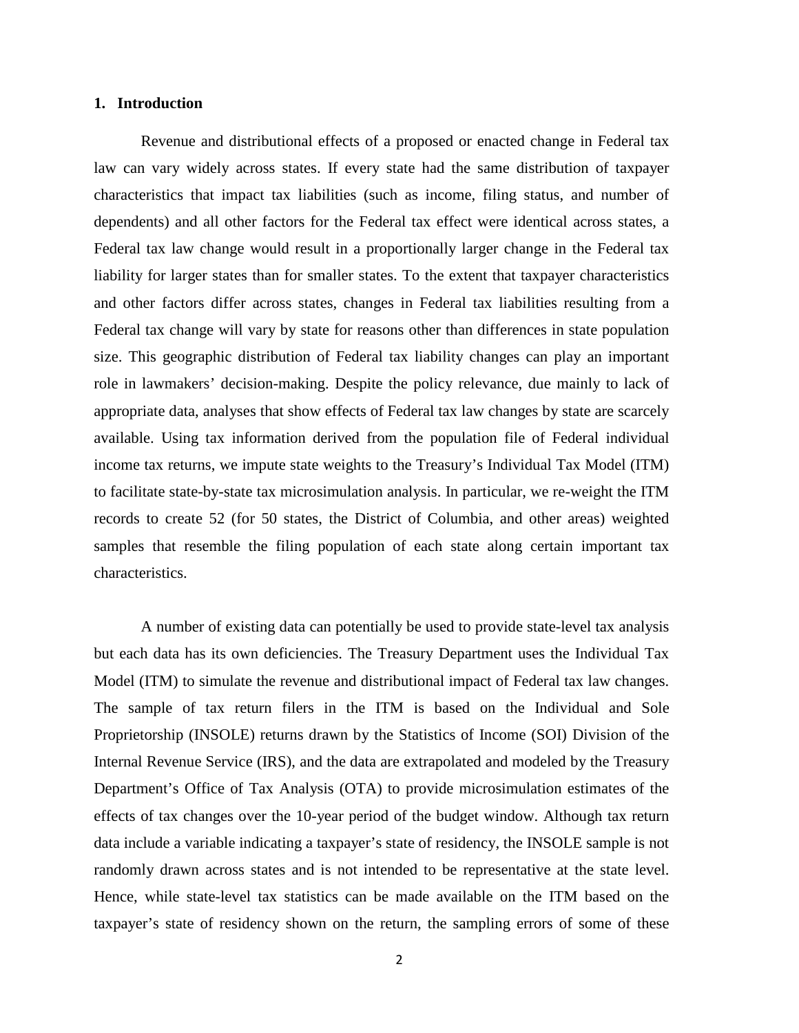## 1. Introduction

Revenue and distributional effects of a proposed or enacted change in Federal tax law can vary widely across states. If every state had the same distribution of taxpayer characteristics that impact tax liabilities (such as income, filing status, and number of dependents) and all other factors for the Federal tax effect were identical across states, a Federal tax law change would result in a proportionally larger change in the Federal tax liability for larger states than for smaller states. To the extent that taxpayer characteristics and other factors differ across states, changes in Federal tax liabilities resulting from a Federal tax change will vary by state for reasons other than differences in state population size. This geographic distribution of Federal tax liability changes can play an important role in lawmakers' decision-making. Despite the policy relevance, due mainly to lack of appropriate data, analyses that show effects of Federal tax law changes by state are scarcely available. Using tax information derived from the population file of Federal individual income tax returns, we impute state weights to the Treasury's Individual Tax Model (ITM) to facilitate state-by-state tax microsimulation analysis. In particular, we re-weight the ITM records to create 52 (for 50 states, the District of Columbia, and other areas) weighted samples that resemble the filing population of each state along certain important tax characteristics.

A number of existing data can potentially be used to provide state-level tax analysis but each data has its own deficiencies. The Treasury Department uses the Individual Tax Model (ITM) to simulate the revenue and distributional impact of Federal tax law changes. The sample of tax return filers in the ITM is based on the Individual and Sole Proprietorship (INSOLE) returns drawn by the Statistics of Income (SOI) Division of the Internal Revenue Service (IRS), and the data are extrapolated and modeled by the Treasury Department's Office of Tax Analysis (OTA) to provide microsimulation estimates of the effects of tax changes over the 10-year period of the budget window. Although tax return data include a variable indicating a taxpayer's state of residency, the INSOLE sample is not randomly drawn across states and is not intended to be representative at the state level. Hence, while state-level tax statistics can be made available on the ITM based on the taxpayer's state of residency shown on the return, the sampling errors of some of these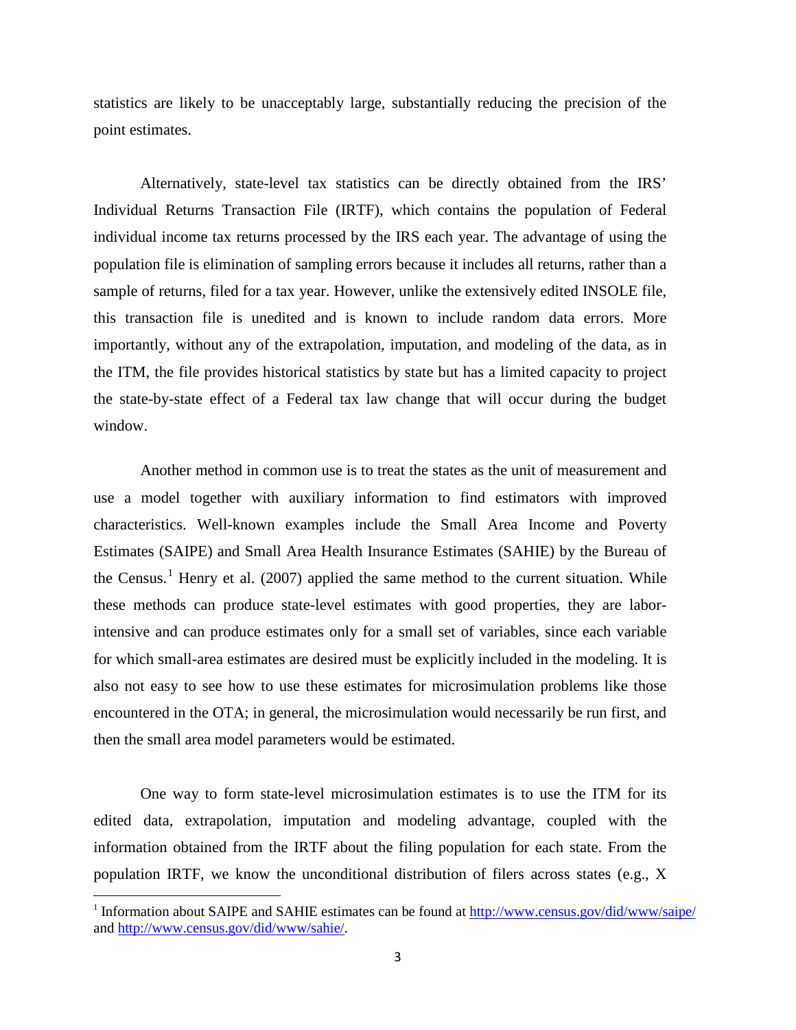statistics are likely to be unacceptably large, substantially reducing the precision of the point estimates.

Alternatively, state-level tax statistics can be directly obtained from the IRS' Individual Returns Transaction File (IRTF), which contains the population of Federal individual income tax returns processed by the IRS each year. The advantage of using the population file is elimination of sampling errors because it includes all returns, rather than a sample of returns, filed for a tax year. However, unlike the extensively edited INSOLE file, this transaction file is unedited and is known to include random data errors. More importantly, without any of the extrapolation, imputation, and modeling of the data, as in the ITM, the file provides historical statistics by state but has a limited capacity to project the state-by-state effect of a Federal tax law change that will occur during the budget window.

Another method in common use is to treat the states as the unit of measurement and use a model together with auxiliary information to find estimators with improved characteristics. Well-known examples include the Small Area Income and Poverty Estimates (SAIPE) and Small Area Health Insurance Estimates (SAHIE) by the Bureau of the Census.[1] Henry et al. (2007) applied the same method to the current situation. While these methods can produce state-level estimates with good properties, they are labor-intensive and can produce estimates only for a small set of variables, since each variable for which small-area estimates are desired must be explicitly included in the modeling. It is also not easy to see how to use these estimates for microsimulation problems like those encountered in the OTA; in general, the microsimulation would necessarily be run first, and then the small area model parameters would be estimated.

One way to form state-level microsimulation estimates is to use the ITM for its edited data, extrapolation, imputation and modeling advantage, coupled with the information obtained from the IRTF about the filing population for each state. From the population IRTF, we know the unconditional distribution of filers across states (e.g., X

[1] Information about SAIPE and SAHIE estimates can be found at http://www.census.gov/did/www/saipe/ and http://www.census.gov/did/www/sahie/.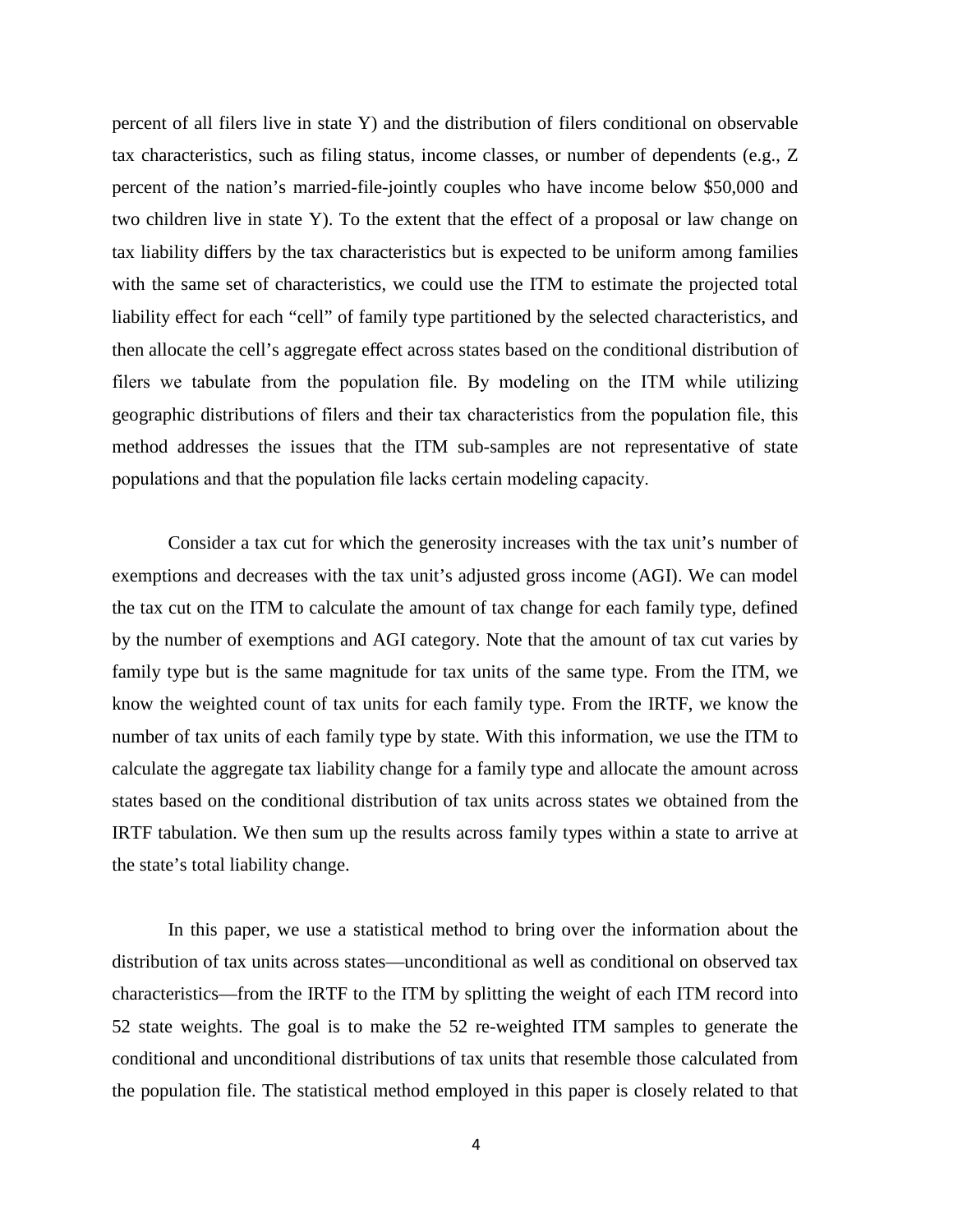percent of all filers live in state Y) and the distribution of filers conditional on observable tax characteristics, such as filing status, income classes, or number of dependents (e.g., Z percent of the nation's married-file-jointly couples who have income below $50,000 and two children live in state Y). To the extent that the effect of a proposal or law change on tax liability differs by the tax characteristics but is expected to be uniform among families with the same set of characteristics, we could use the ITM to estimate the projected total liability effect for each "cell" of family type partitioned by the selected characteristics, and then allocate the cell's aggregate effect across states based on the conditional distribution of filers we tabulate from the population file. By modeling on the ITM while utilizing geographic distributions of filers and their tax characteristics from the population file, this method addresses the issues that the ITM sub-samples are not representative of state populations and that the population file lacks certain modeling capacity.

Consider a tax cut for which the generosity increases with the tax unit's number of exemptions and decreases with the tax unit's adjusted gross income (AGI). We can model the tax cut on the ITM to calculate the amount of tax change for each family type, defined by the number of exemptions and AGI category. Note that the amount of tax cut varies by family type but is the same magnitude for tax units of the same type. From the ITM, we know the weighted count of tax units for each family type. From the IRTF, we know the number of tax units of each family type by state. With this information, we use the ITM to calculate the aggregate tax liability change for a family type and allocate the amount across states based on the conditional distribution of tax units across states we obtained from the IRTF tabulation. We then sum up the results across family types within a state to arrive at the state's total liability change.

In this paper, we use a statistical method to bring over the information about the distribution of tax units across states—unconditional as well as conditional on observed tax characteristics—from the IRTF to the ITM by splitting the weight of each ITM record into 52 state weights. The goal is to make the 52 re-weighted ITM samples to generate the conditional and unconditional distributions of tax units that resemble those calculated from the population file. The statistical method employed in this paper is closely related to that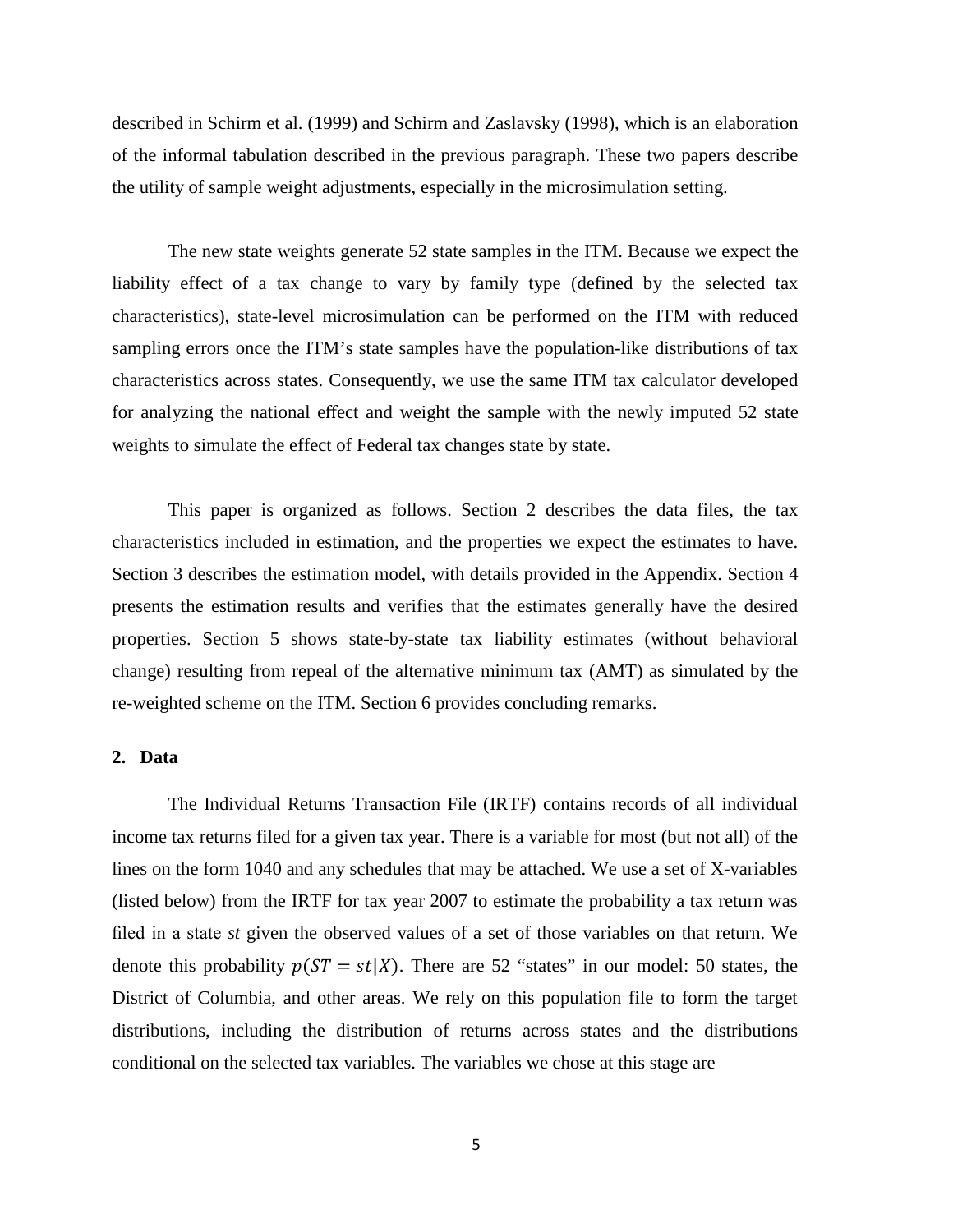described in Schirm et al. (1999) and Schirm and Zaslavsky (1998), which is an elaboration of the informal tabulation described in the previous paragraph. These two papers describe the utility of sample weight adjustments, especially in the microsimulation setting.

The new state weights generate 52 state samples in the ITM. Because we expect the liability effect of a tax change to vary by family type (defined by the selected tax characteristics), state-level microsimulation can be performed on the ITM with reduced sampling errors once the ITM's state samples have the population-like distributions of tax characteristics across states. Consequently, we use the same ITM tax calculator developed for analyzing the national effect and weight the sample with the newly imputed 52 state weights to simulate the effect of Federal tax changes state by state.

This paper is organized as follows. Section 2 describes the data files, the tax characteristics included in estimation, and the properties we expect the estimates to have. Section 3 describes the estimation model, with details provided in the Appendix. Section 4 presents the estimation results and verifies that the estimates generally have the desired properties. Section 5 shows state-by-state tax liability estimates (without behavioral change) resulting from repeal of the alternative minimum tax (AMT) as simulated by the re-weighted scheme on the ITM. Section 6 provides concluding remarks.

## 2. Data

The Individual Returns Transaction File (IRTF) contains records of all individual income tax returns filed for a given tax year. There is a variable for most (but not all) of the lines on the form 1040 and any schedules that may be attached. We use a set of X-variables (listed below) from the IRTF for tax year 2007 to estimate the probability a tax return was filed in a state *st* given the observed values of a set of those variables on that return. We denote this probability $p(ST = st|X)$. There are 52 "states" in our model: 50 states, the District of Columbia, and other areas. We rely on this population file to form the target distributions, including the distribution of returns across states and the distributions conditional on the selected tax variables. The variables we chose at this stage are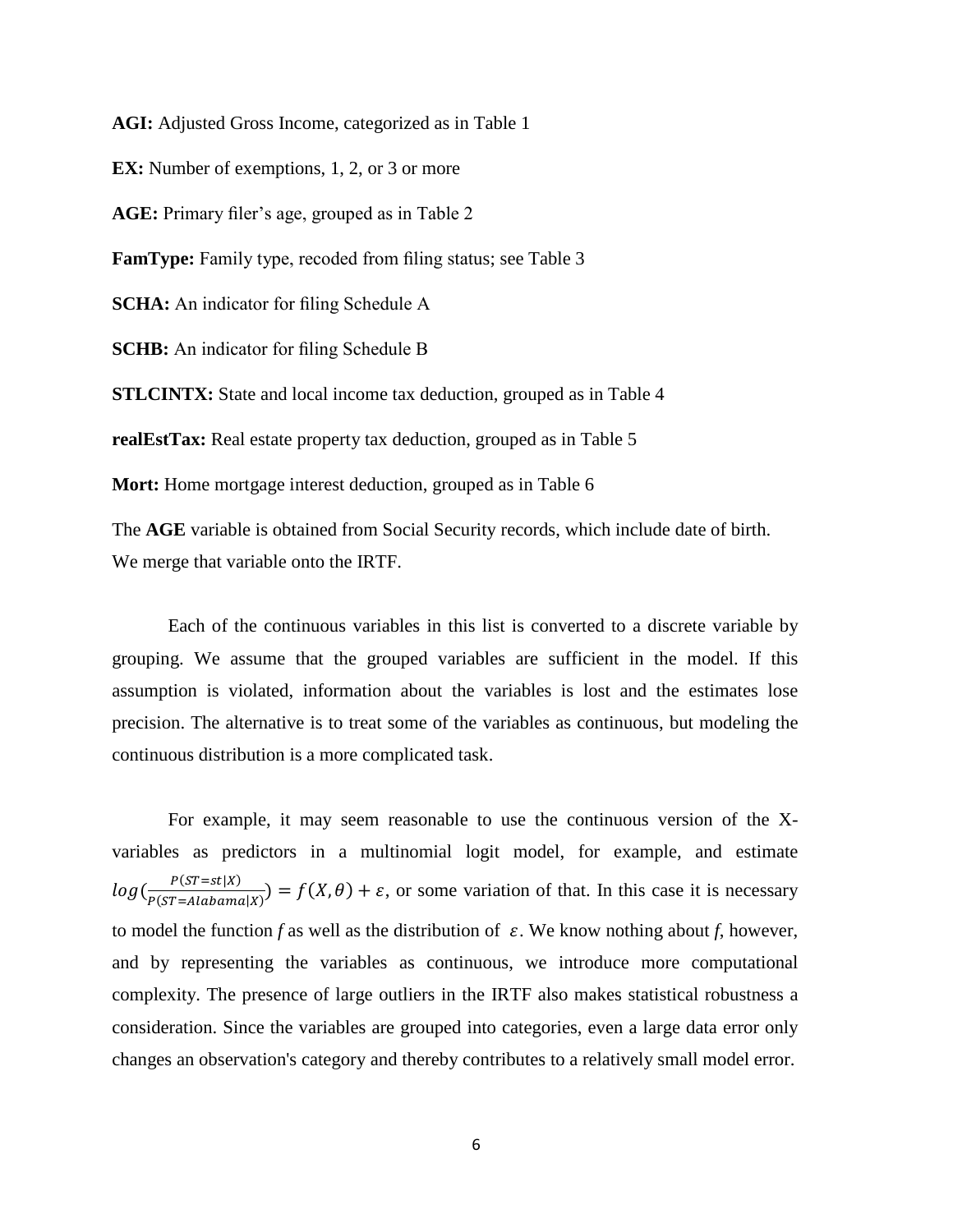**AGI:** Adjusted Gross Income, categorized as in Table 1

**EX:** Number of exemptions, 1, 2, or 3 or more

**AGE:** Primary filer's age, grouped as in Table 2

**FamType:** Family type, recoded from filing status; see Table 3

**SCHA:** An indicator for filing Schedule A

**SCHB:** An indicator for filing Schedule B

**STLCINTX:** State and local income tax deduction, grouped as in Table 4

**realEstTax:** Real estate property tax deduction, grouped as in Table 5

**Mort:** Home mortgage interest deduction, grouped as in Table 6

The **AGE** variable is obtained from Social Security records, which include date of birth. We merge that variable onto the IRTF.

Each of the continuous variables in this list is converted to a discrete variable by grouping. We assume that the grouped variables are sufficient in the model. If this assumption is violated, information about the variables is lost and the estimates lose precision. The alternative is to treat some of the variables as continuous, but modeling the continuous distribution is a more complicated task.

For example, it may seem reasonable to use the continuous version of the X-variables as predictors in a multinomial logit model, for example, and estimate $log(\frac{P(ST=st|X)}{P(ST=Alabama|X)}) = f(X,\theta) + \varepsilon$, or some variation of that. In this case it is necessary to model the function *f* as well as the distribution of $\varepsilon$. We know nothing about *f*, however, and by representing the variables as continuous, we introduce more computational complexity. The presence of large outliers in the IRTF also makes statistical robustness a consideration. Since the variables are grouped into categories, even a large data error only changes an observation's category and thereby contributes to a relatively small model error.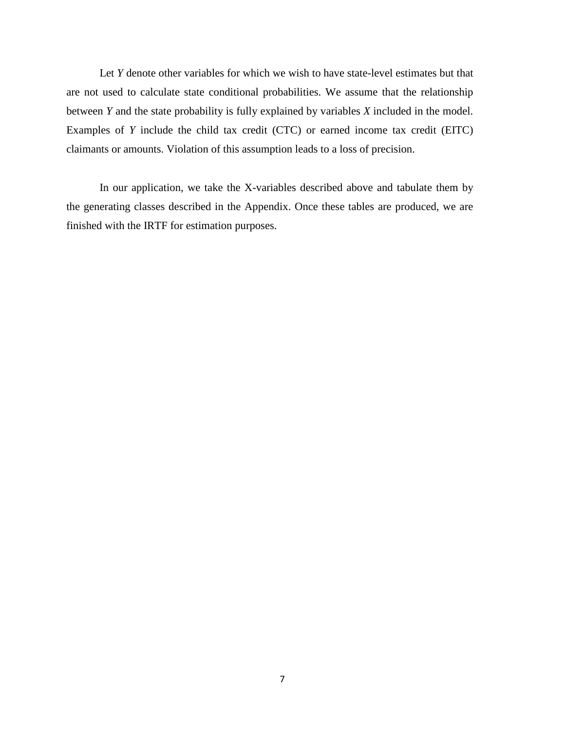Let *Y* denote other variables for which we wish to have state-level estimates but that are not used to calculate state conditional probabilities. We assume that the relationship between *Y* and the state probability is fully explained by variables *X* included in the model. Examples of *Y* include the child tax credit (CTC) or earned income tax credit (EITC) claimants or amounts. Violation of this assumption leads to a loss of precision.

In our application, we take the X-variables described above and tabulate them by the generating classes described in the Appendix. Once these tables are produced, we are finished with the IRTF for estimation purposes.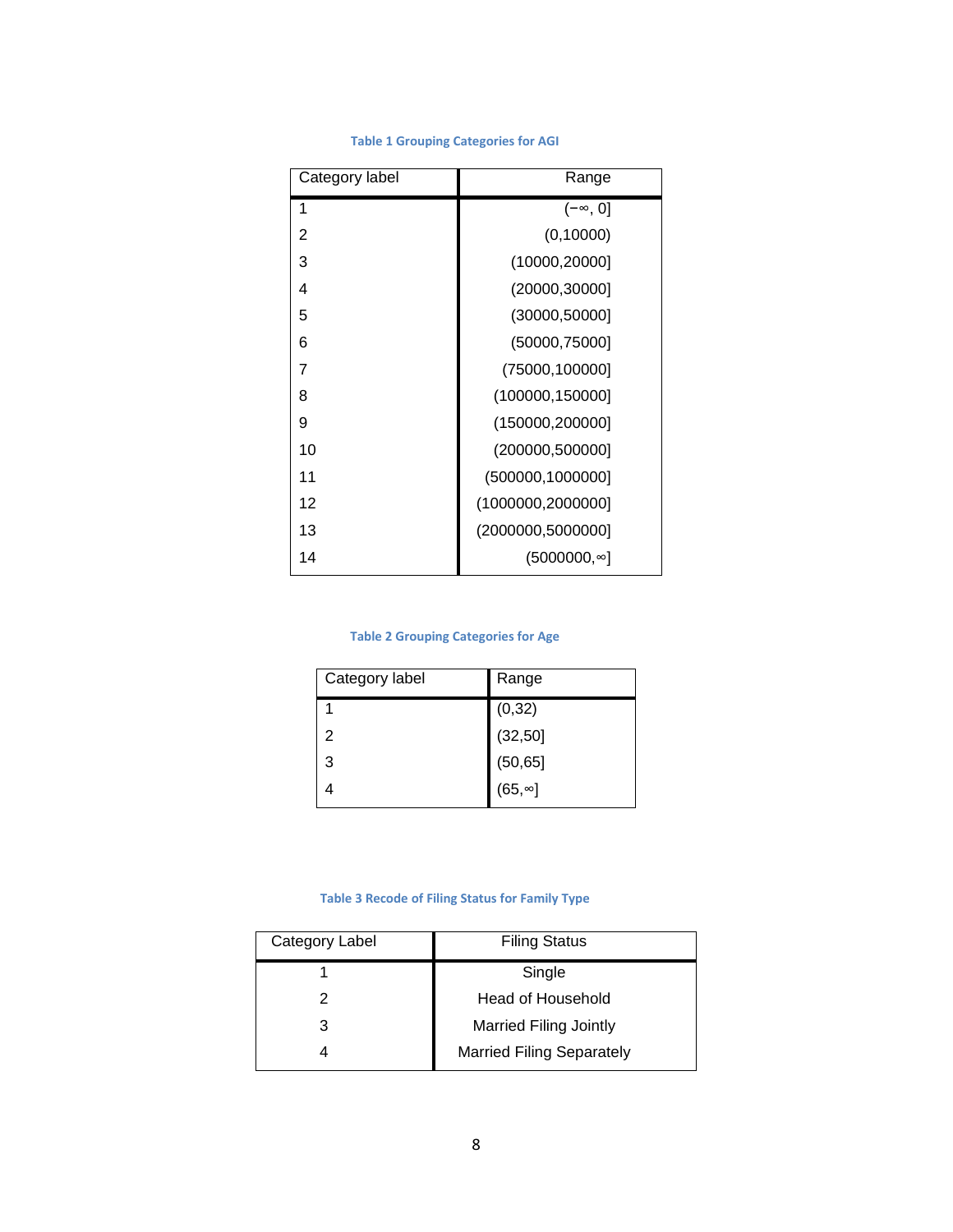**Table 1 Grouping Categories for AGI**

| Category label | Range |
|---|---|
| 1 | (−∞, 0] |
| 2 | (0,10000) |
| 3 | (10000,20000] |
| 4 | (20000,30000] |
| 5 | (30000,50000] |
| 6 | (50000,75000] |
| 7 | (75000,100000] |
| 8 | (100000,150000] |
| 9 | (150000,200000] |
| 10 | (200000,500000] |
| 11 | (500000,1000000] |
| 12 | (1000000,2000000] |
| 13 | (2000000,5000000] |
| 14 | (5000000,∞] |

**Table 2 Grouping Categories for Age**

| Category label | Range |
|---|---|
| 1 | (0,32) |
| 2 | (32,50] |
| 3 | (50,65] |
| 4 | (65,∞] |

**Table 3 Recode of Filing Status for Family Type**

| Category Label | Filing Status |
|---|---|
| 1 | Single |
| 2 | Head of Household |
| 3 | Married Filing Jointly |
| 4 | Married Filing Separately |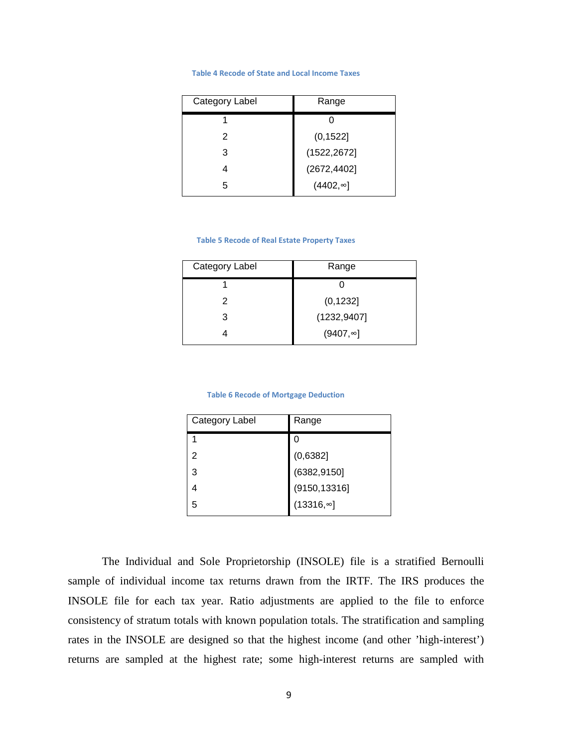Table 4 Recode of State and Local Income Taxes

| Category Label | Range |
|---|---|
| 1 | 0 |
| 2 | (0,1522] |
| 3 | (1522,2672] |
| 4 | (2672,4402] |
| 5 | (4402,∞] |

Table 5 Recode of Real Estate Property Taxes

| Category Label | Range |
|---|---|
| 1 | 0 |
| 2 | (0,1232] |
| 3 | (1232,9407] |
| 4 | (9407,∞] |

Table 6 Recode of Mortgage Deduction

| Category Label | Range |
|---|---|
| 1 | 0 |
| 2 | (0,6382] |
| 3 | (6382,9150] |
| 4 | (9150,13316] |
| 5 | (13316,∞] |

The Individual and Sole Proprietorship (INSOLE) file is a stratified Bernoulli sample of individual income tax returns drawn from the IRTF. The IRS produces the INSOLE file for each tax year. Ratio adjustments are applied to the file to enforce consistency of stratum totals with known population totals. The stratification and sampling rates in the INSOLE are designed so that the highest income (and other 'high-interest') returns are sampled at the highest rate; some high-interest returns are sampled with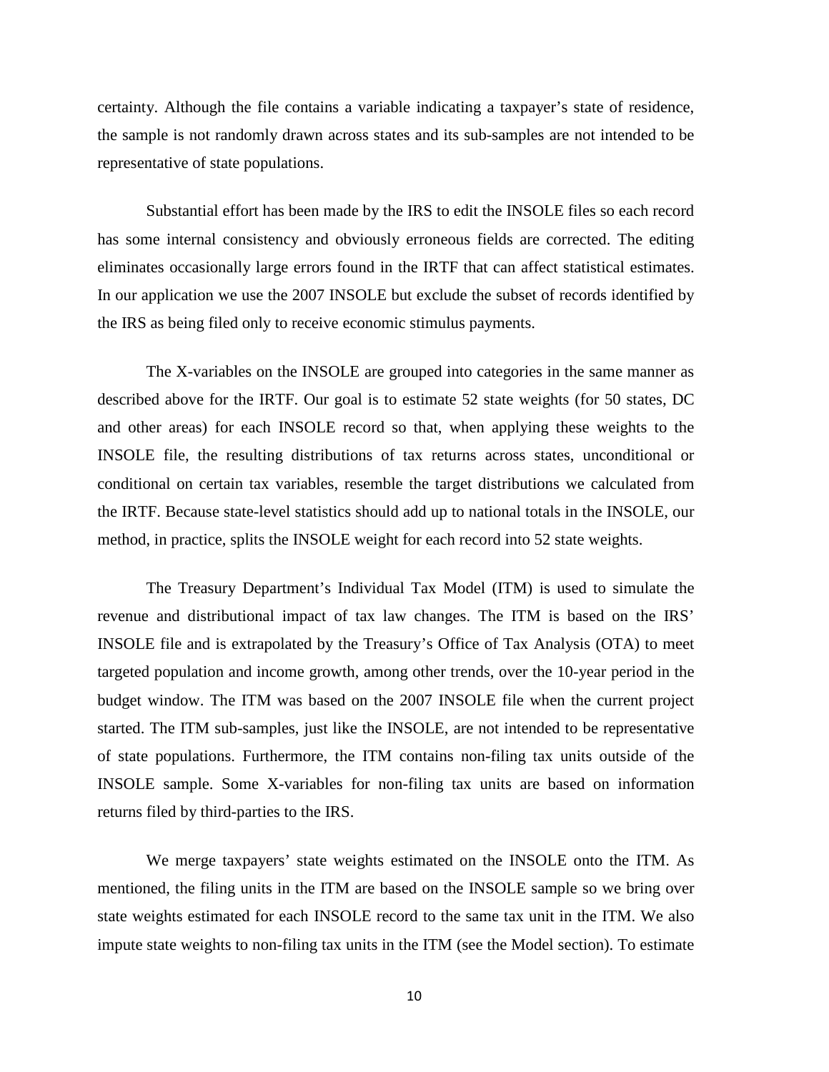certainty. Although the file contains a variable indicating a taxpayer's state of residence, the sample is not randomly drawn across states and its sub-samples are not intended to be representative of state populations.

Substantial effort has been made by the IRS to edit the INSOLE files so each record has some internal consistency and obviously erroneous fields are corrected. The editing eliminates occasionally large errors found in the IRTF that can affect statistical estimates. In our application we use the 2007 INSOLE but exclude the subset of records identified by the IRS as being filed only to receive economic stimulus payments.

The X-variables on the INSOLE are grouped into categories in the same manner as described above for the IRTF. Our goal is to estimate 52 state weights (for 50 states, DC and other areas) for each INSOLE record so that, when applying these weights to the INSOLE file, the resulting distributions of tax returns across states, unconditional or conditional on certain tax variables, resemble the target distributions we calculated from the IRTF. Because state-level statistics should add up to national totals in the INSOLE, our method, in practice, splits the INSOLE weight for each record into 52 state weights.

The Treasury Department's Individual Tax Model (ITM) is used to simulate the revenue and distributional impact of tax law changes. The ITM is based on the IRS' INSOLE file and is extrapolated by the Treasury's Office of Tax Analysis (OTA) to meet targeted population and income growth, among other trends, over the 10-year period in the budget window. The ITM was based on the 2007 INSOLE file when the current project started. The ITM sub-samples, just like the INSOLE, are not intended to be representative of state populations. Furthermore, the ITM contains non-filing tax units outside of the INSOLE sample. Some X-variables for non-filing tax units are based on information returns filed by third-parties to the IRS.

We merge taxpayers' state weights estimated on the INSOLE onto the ITM. As mentioned, the filing units in the ITM are based on the INSOLE sample so we bring over state weights estimated for each INSOLE record to the same tax unit in the ITM. We also impute state weights to non-filing tax units in the ITM (see the Model section). To estimate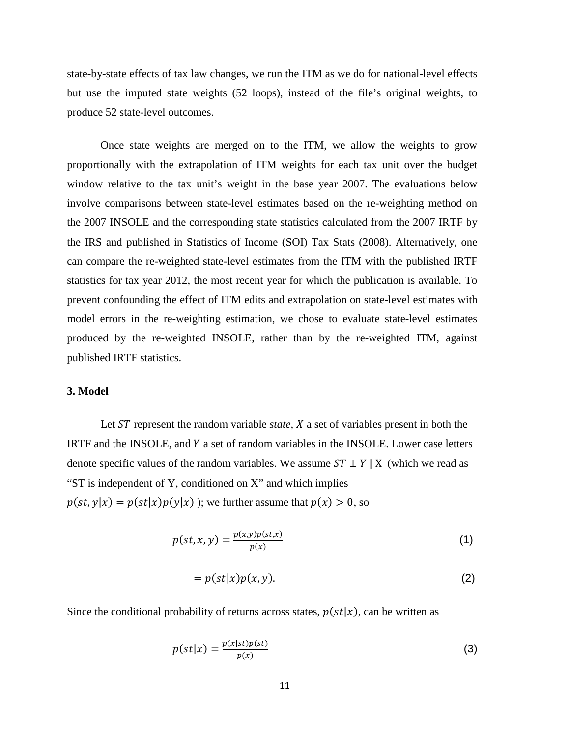state-by-state effects of tax law changes, we run the ITM as we do for national-level effects but use the imputed state weights (52 loops), instead of the file's original weights, to produce 52 state-level outcomes.

Once state weights are merged on to the ITM, we allow the weights to grow proportionally with the extrapolation of ITM weights for each tax unit over the budget window relative to the tax unit's weight in the base year 2007. The evaluations below involve comparisons between state-level estimates based on the re-weighting method on the 2007 INSOLE and the corresponding state statistics calculated from the 2007 IRTF by the IRS and published in Statistics of Income (SOI) Tax Stats (2008). Alternatively, one can compare the re-weighted state-level estimates from the ITM with the published IRTF statistics for tax year 2012, the most recent year for which the publication is available. To prevent confounding the effect of ITM edits and extrapolation on state-level estimates with model errors in the re-weighting estimation, we chose to evaluate state-level estimates produced by the re-weighted INSOLE, rather than by the re-weighted ITM, against published IRTF statistics.

### 3. Model

Let $ST$ represent the random variable *state*, $X$ a set of variables present in both the IRTF and the INSOLE, and $Y$ a set of random variables in the INSOLE. Lower case letters denote specific values of the random variables. We assume $ST \perp Y \mid X$ (which we read as "ST is independent of Y, conditioned on X" and which implies $p(st, y|x) = p(st|x)p(y|x)$ ); we further assume that $p(x) > 0$, so

$$p(st, x, y) = \frac{p(x,y)p(st,x)}{p(x)} \tag{1}$$

$$= p(st|x)p(x, y). \tag{2}$$

Since the conditional probability of returns across states, $p(st|x)$, can be written as

$$p(st|x) = \frac{p(x|st)p(st)}{p(x)} \tag{3}$$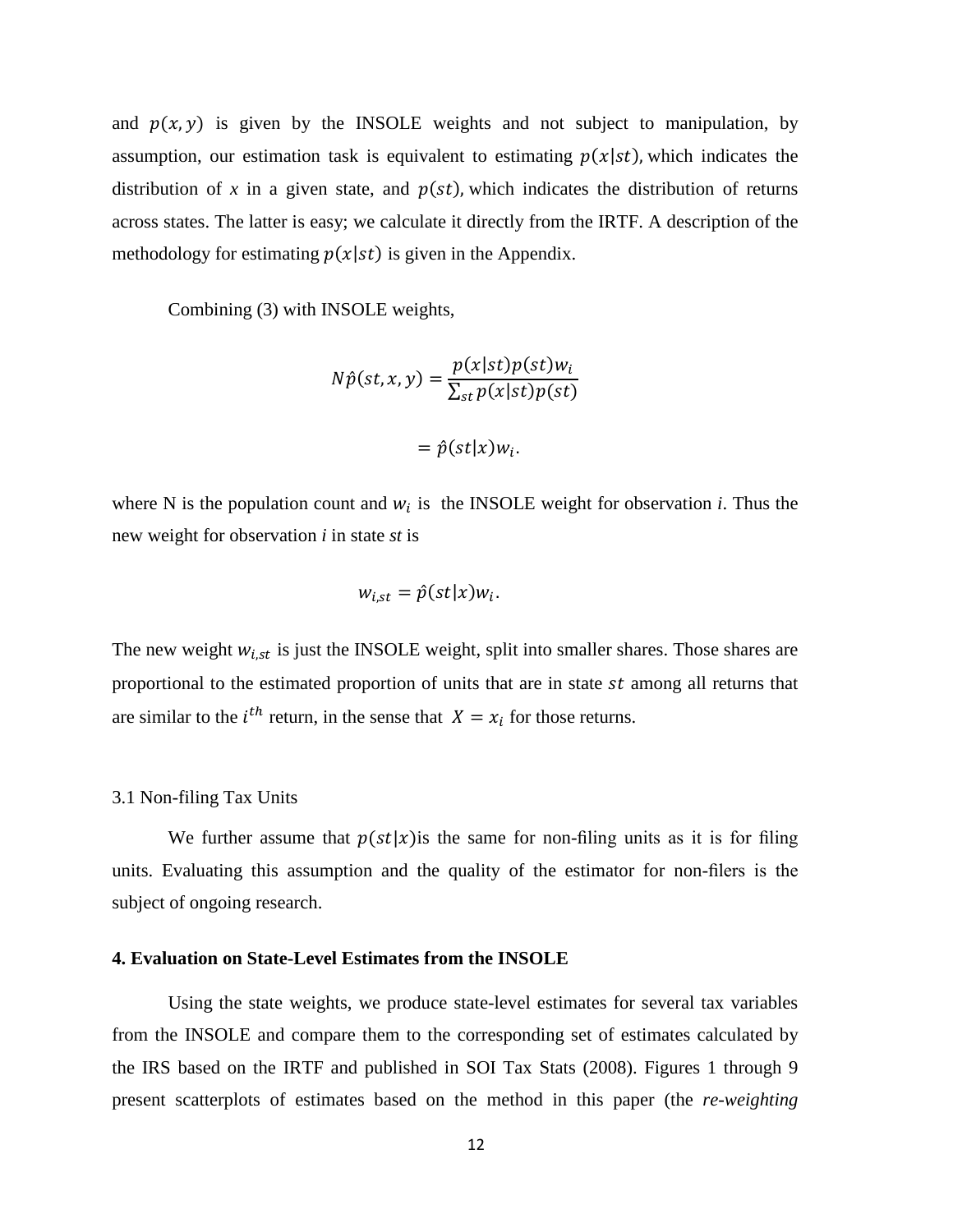and $p(x, y)$ is given by the INSOLE weights and not subject to manipulation, by assumption, our estimation task is equivalent to estimating $p(x|st)$, which indicates the distribution of *x* in a given state, and $p(st)$, which indicates the distribution of returns across states. The latter is easy; we calculate it directly from the IRTF. A description of the methodology for estimating $p(x|st)$ is given in the Appendix.

Combining (3) with INSOLE weights,

$$N\hat{p}(st, x, y) = \frac{p(x|st)p(st)w_i}{\sum_{st} p(x|st)p(st)}$$

$$= \hat{p}(st|x)w_i.$$

where N is the population count and $w_i$ is the INSOLE weight for observation *i*. Thus the new weight for observation *i* in state *st* is

$$w_{i,st} = \hat{p}(st|x)w_i.$$

The new weight $w_{i,st}$ is just the INSOLE weight, split into smaller shares. Those shares are proportional to the estimated proportion of units that are in state $st$ among all returns that are similar to the $i^{th}$ return, in the sense that $X = x_i$ for those returns.

### 3.1 Non-filing Tax Units

We further assume that $p(st|x)$is the same for non-filing units as it is for filing units. Evaluating this assumption and the quality of the estimator for non-filers is the subject of ongoing research.

## 4. Evaluation on State-Level Estimates from the INSOLE

Using the state weights, we produce state-level estimates for several tax variables from the INSOLE and compare them to the corresponding set of estimates calculated by the IRS based on the IRTF and published in SOI Tax Stats (2008). Figures 1 through 9 present scatterplots of estimates based on the method in this paper (the *re-weighting*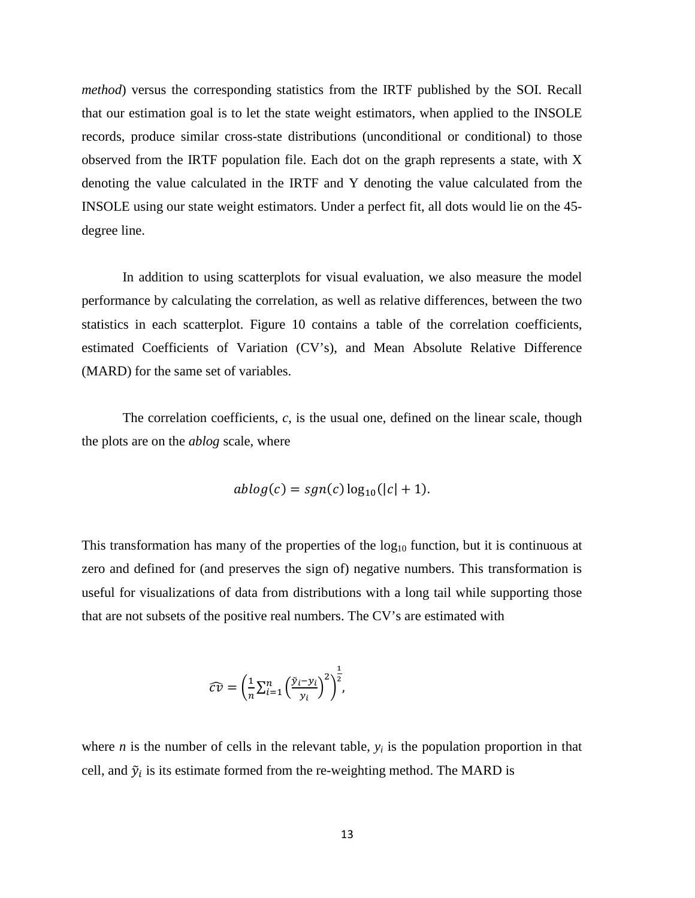*method*) versus the corresponding statistics from the IRTF published by the SOI. Recall that our estimation goal is to let the state weight estimators, when applied to the INSOLE records, produce similar cross-state distributions (unconditional or conditional) to those observed from the IRTF population file. Each dot on the graph represents a state, with X denoting the value calculated in the IRTF and Y denoting the value calculated from the INSOLE using our state weight estimators. Under a perfect fit, all dots would lie on the 45-degree line.

In addition to using scatterplots for visual evaluation, we also measure the model performance by calculating the correlation, as well as relative differences, between the two statistics in each scatterplot. Figure 10 contains a table of the correlation coefficients, estimated Coefficients of Variation (CV's), and Mean Absolute Relative Difference (MARD) for the same set of variables.

The correlation coefficients, $c$, is the usual one, defined on the linear scale, though the plots are on the *ablog* scale, where

$$ablog(c) = sgn(c)\log_{10}(|c| + 1).$$

This transformation has many of the properties of the $\log_{10}$ function, but it is continuous at zero and defined for (and preserves the sign of) negative numbers. This transformation is useful for visualizations of data from distributions with a long tail while supporting those that are not subsets of the positive real numbers. The CV's are estimated with

$$\widehat{cv} = \left(\frac{1}{n}\sum_{i=1}^{n}\left(\frac{\tilde{y}_i - y_i}{y_i}\right)^2\right)^{\frac{1}{2}},$$

where $n$ is the number of cells in the relevant table, $y_i$ is the population proportion in that cell, and $\tilde{y}_i$ is its estimate formed from the re-weighting method. The MARD is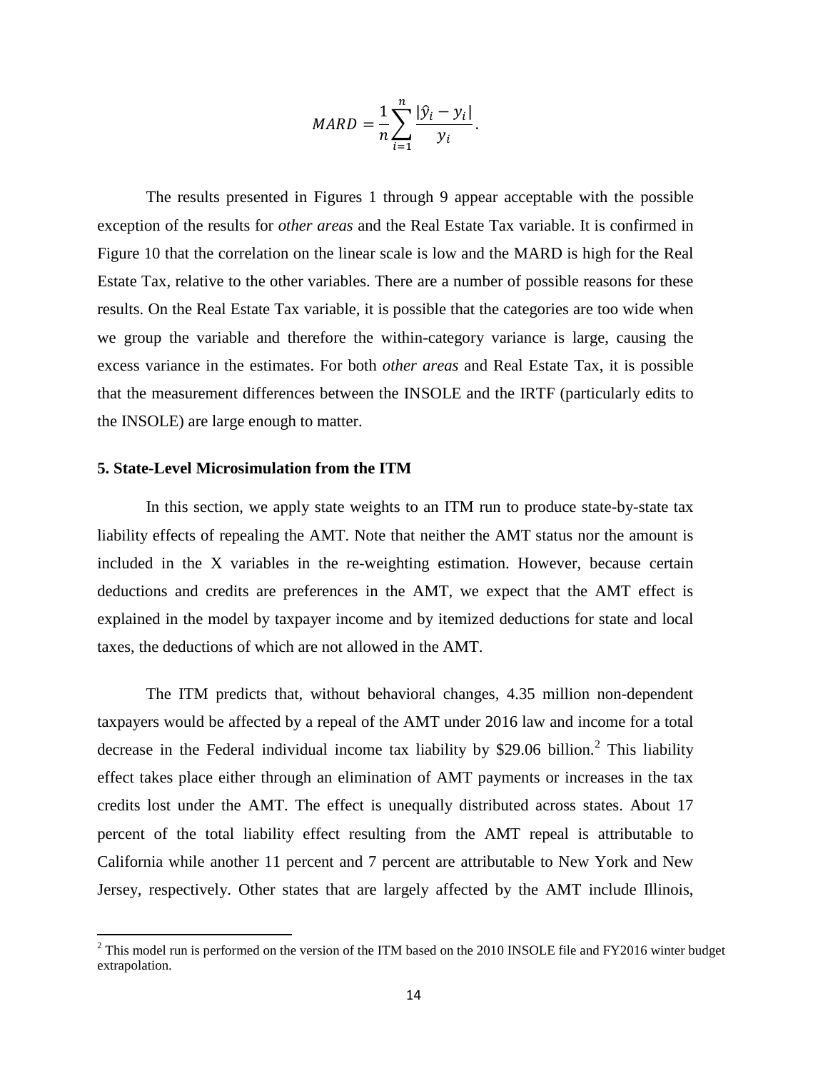$$MARD = \frac{1}{n}\sum_{i=1}^{n}\frac{|\hat{y}_i - y_i|}{y_i}.$$

The results presented in Figures 1 through 9 appear acceptable with the possible exception of the results for *other areas* and the Real Estate Tax variable. It is confirmed in Figure 10 that the correlation on the linear scale is low and the MARD is high for the Real Estate Tax, relative to the other variables. There are a number of possible reasons for these results. On the Real Estate Tax variable, it is possible that the categories are too wide when we group the variable and therefore the within-category variance is large, causing the excess variance in the estimates. For both *other areas* and Real Estate Tax, it is possible that the measurement differences between the INSOLE and the IRTF (particularly edits to the INSOLE) are large enough to matter.

## 5. State-Level Microsimulation from the ITM

In this section, we apply state weights to an ITM run to produce state-by-state tax liability effects of repealing the AMT. Note that neither the AMT status nor the amount is included in the X variables in the re-weighting estimation. However, because certain deductions and credits are preferences in the AMT, we expect that the AMT effect is explained in the model by taxpayer income and by itemized deductions for state and local taxes, the deductions of which are not allowed in the AMT.

The ITM predicts that, without behavioral changes, 4.35 million non-dependent taxpayers would be affected by a repeal of the AMT under 2016 law and income for a total decrease in the Federal individual income tax liability by \$29.06 billion.[2] This liability effect takes place either through an elimination of AMT payments or increases in the tax credits lost under the AMT. The effect is unequally distributed across states. About 17 percent of the total liability effect resulting from the AMT repeal is attributable to California while another 11 percent and 7 percent are attributable to New York and New Jersey, respectively. Other states that are largely affected by the AMT include Illinois,

[2] This model run is performed on the version of the ITM based on the 2010 INSOLE file and FY2016 winter budget extrapolation.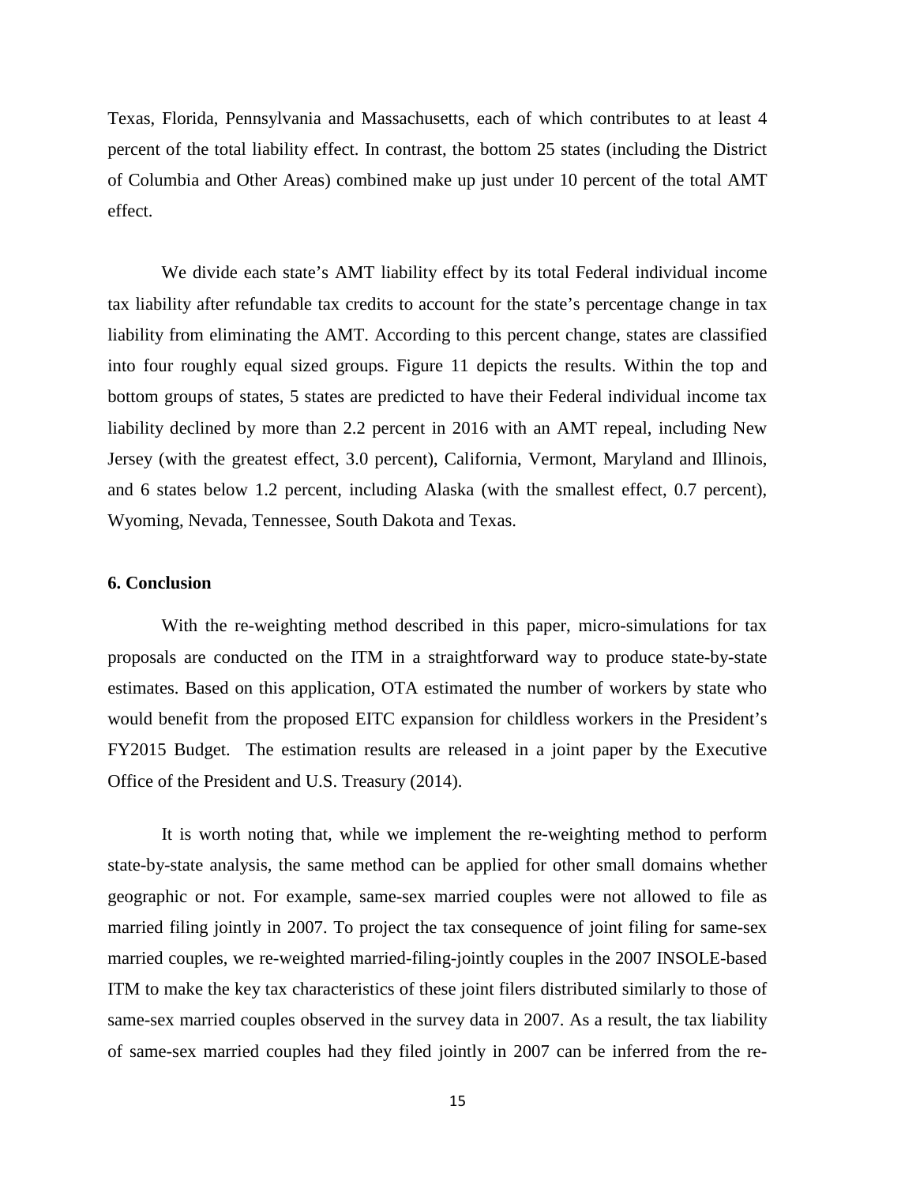Texas, Florida, Pennsylvania and Massachusetts, each of which contributes to at least 4 percent of the total liability effect. In contrast, the bottom 25 states (including the District of Columbia and Other Areas) combined make up just under 10 percent of the total AMT effect.

We divide each state's AMT liability effect by its total Federal individual income tax liability after refundable tax credits to account for the state's percentage change in tax liability from eliminating the AMT. According to this percent change, states are classified into four roughly equal sized groups. Figure 11 depicts the results. Within the top and bottom groups of states, 5 states are predicted to have their Federal individual income tax liability declined by more than 2.2 percent in 2016 with an AMT repeal, including New Jersey (with the greatest effect, 3.0 percent), California, Vermont, Maryland and Illinois, and 6 states below 1.2 percent, including Alaska (with the smallest effect, 0.7 percent), Wyoming, Nevada, Tennessee, South Dakota and Texas.

**6. Conclusion**

With the re-weighting method described in this paper, micro-simulations for tax proposals are conducted on the ITM in a straightforward way to produce state-by-state estimates. Based on this application, OTA estimated the number of workers by state who would benefit from the proposed EITC expansion for childless workers in the President's FY2015 Budget. The estimation results are released in a joint paper by the Executive Office of the President and U.S. Treasury (2014).

It is worth noting that, while we implement the re-weighting method to perform state-by-state analysis, the same method can be applied for other small domains whether geographic or not. For example, same-sex married couples were not allowed to file as married filing jointly in 2007. To project the tax consequence of joint filing for same-sex married couples, we re-weighted married-filing-jointly couples in the 2007 INSOLE-based ITM to make the key tax characteristics of these joint filers distributed similarly to those of same-sex married couples observed in the survey data in 2007. As a result, the tax liability of same-sex married couples had they filed jointly in 2007 can be inferred from the re-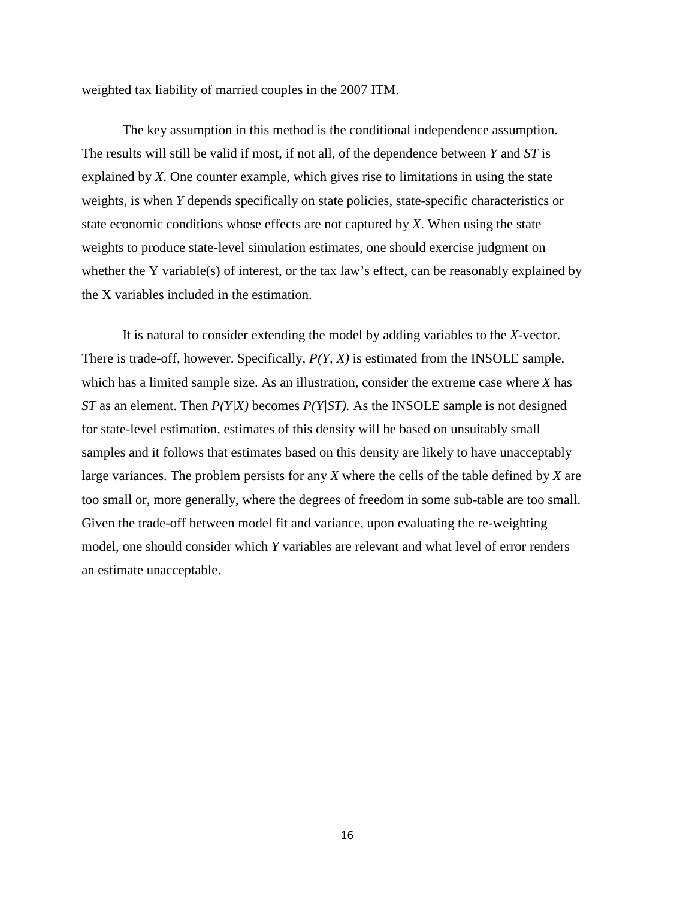weighted tax liability of married couples in the 2007 ITM.

The key assumption in this method is the conditional independence assumption. The results will still be valid if most, if not all, of the dependence between $Y$ and $ST$ is explained by $X$. One counter example, which gives rise to limitations in using the state weights, is when $Y$ depends specifically on state policies, state-specific characteristics or state economic conditions whose effects are not captured by $X$. When using the state weights to produce state-level simulation estimates, one should exercise judgment on whether the Y variable(s) of interest, or the tax law's effect, can be reasonably explained by the X variables included in the estimation.

It is natural to consider extending the model by adding variables to the $X$-vector. There is trade-off, however. Specifically, $P(Y, X)$ is estimated from the INSOLE sample, which has a limited sample size. As an illustration, consider the extreme case where $X$ has $ST$ as an element. Then $P(Y|X)$ becomes $P(Y|ST)$. As the INSOLE sample is not designed for state-level estimation, estimates of this density will be based on unsuitably small samples and it follows that estimates based on this density are likely to have unacceptably large variances. The problem persists for any $X$ where the cells of the table defined by $X$ are too small or, more generally, where the degrees of freedom in some sub-table are too small. Given the trade-off between model fit and variance, upon evaluating the re-weighting model, one should consider which $Y$ variables are relevant and what level of error renders an estimate unacceptable.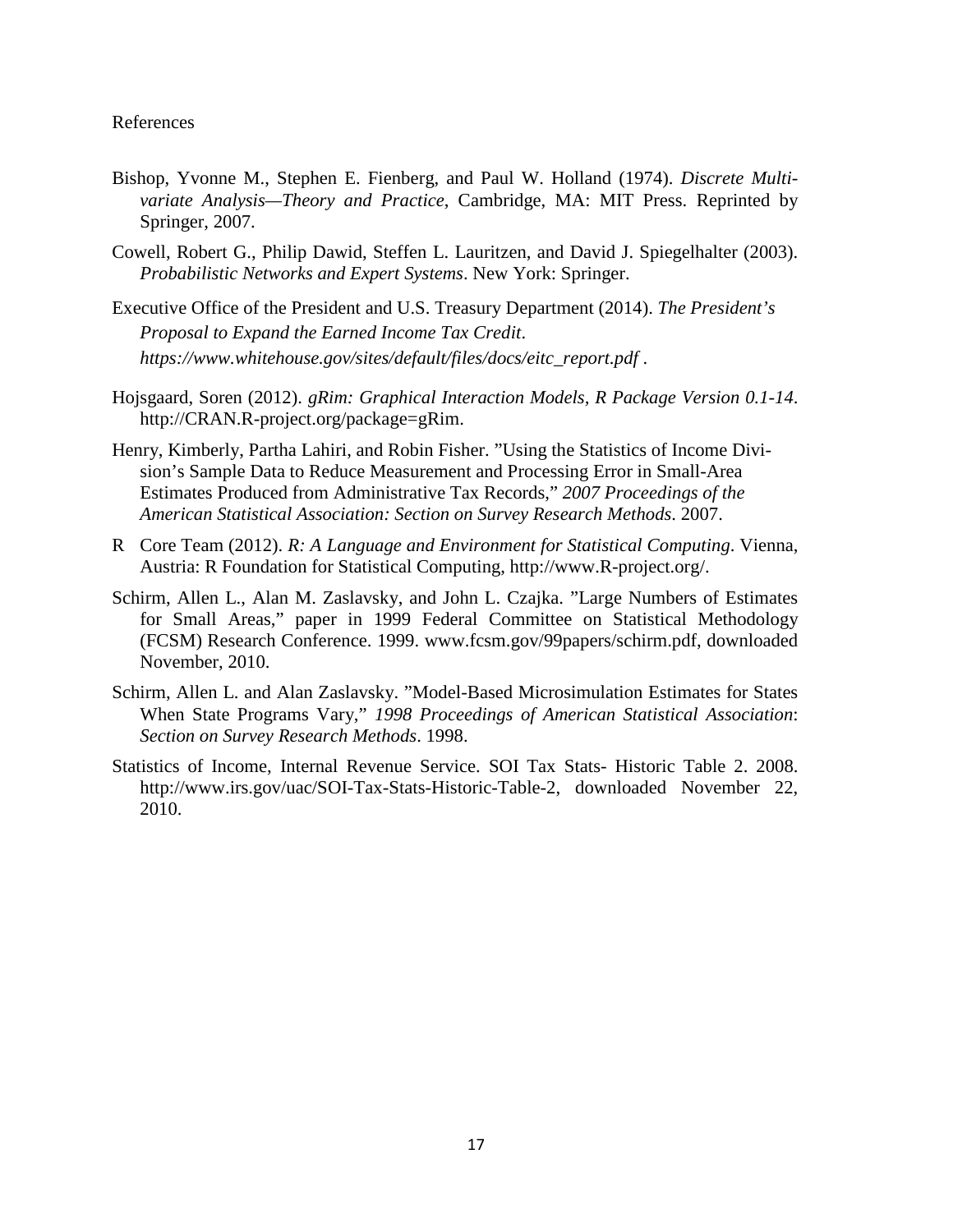References

Bishop, Yvonne M., Stephen E. Fienberg, and Paul W. Holland (1974). *Discrete Multivariate Analysis—Theory and Practice*, Cambridge, MA: MIT Press. Reprinted by Springer, 2007.

Cowell, Robert G., Philip Dawid, Steffen L. Lauritzen, and David J. Spiegelhalter (2003). *Probabilistic Networks and Expert Systems*. New York: Springer.

Executive Office of the President and U.S. Treasury Department (2014). *The President's Proposal to Expand the Earned Income Tax Credit*. *https://www.whitehouse.gov/sites/default/files/docs/eitc_report.pdf* .

Hojsgaard, Soren (2012). *gRim: Graphical Interaction Models, R Package Version 0.1-14*. http://CRAN.R-project.org/package=gRim.

Henry, Kimberly, Partha Lahiri, and Robin Fisher. "Using the Statistics of Income Division's Sample Data to Reduce Measurement and Processing Error in Small-Area Estimates Produced from Administrative Tax Records," *2007 Proceedings of the American Statistical Association: Section on Survey Research Methods*. 2007.

R Core Team (2012). *R: A Language and Environment for Statistical Computing*. Vienna, Austria: R Foundation for Statistical Computing, http://www.R-project.org/.

Schirm, Allen L., Alan M. Zaslavsky, and John L. Czajka. "Large Numbers of Estimates for Small Areas," paper in 1999 Federal Committee on Statistical Methodology (FCSM) Research Conference. 1999. www.fcsm.gov/99papers/schirm.pdf, downloaded November, 2010.

Schirm, Allen L. and Alan Zaslavsky. "Model-Based Microsimulation Estimates for States When State Programs Vary," *1998 Proceedings of American Statistical Association*: *Section on Survey Research Methods*. 1998.

Statistics of Income, Internal Revenue Service. SOI Tax Stats- Historic Table 2. 2008. http://www.irs.gov/uac/SOI-Tax-Stats-Historic-Table-2, downloaded November 22, 2010.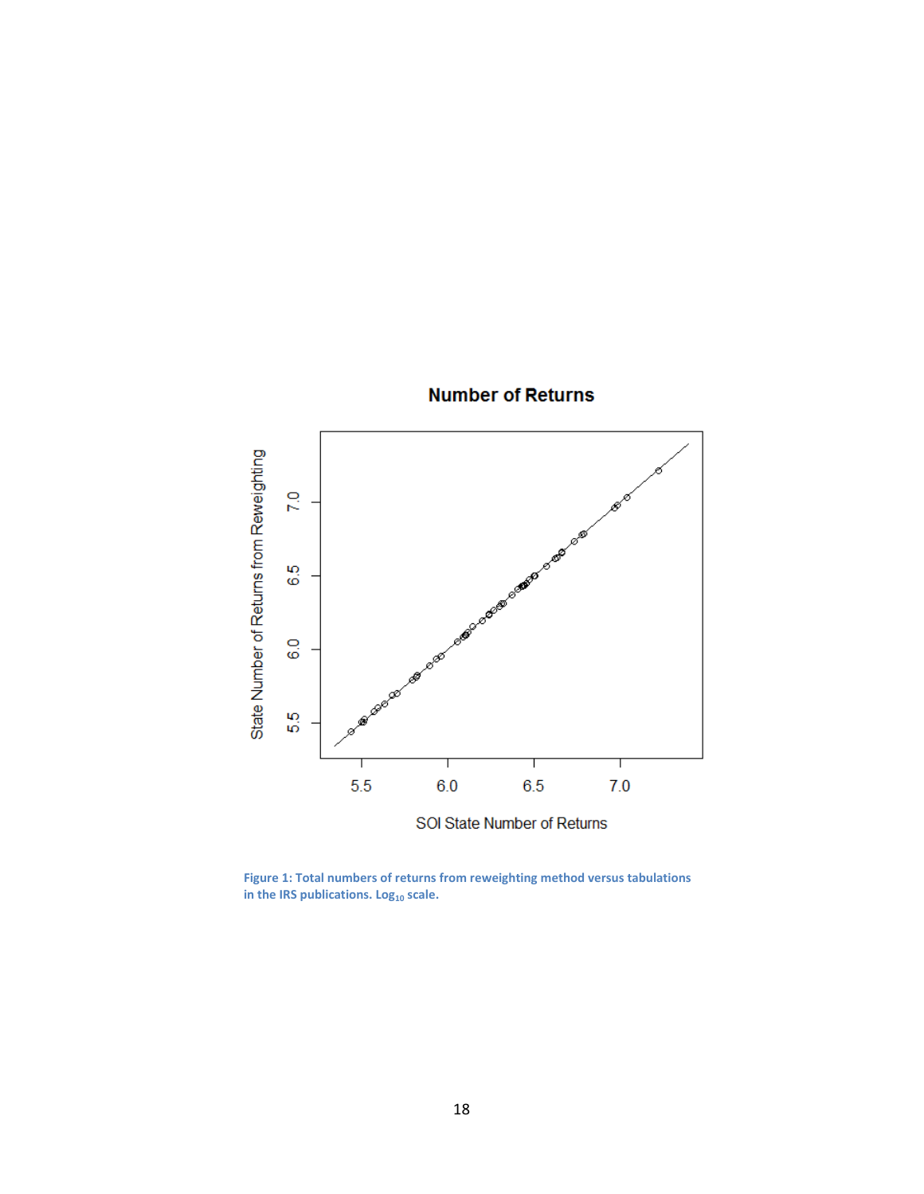Figure 1: Total numbers of returns from reweighting method versus tabulations in the IRS publications. $Log_{10}$ scale.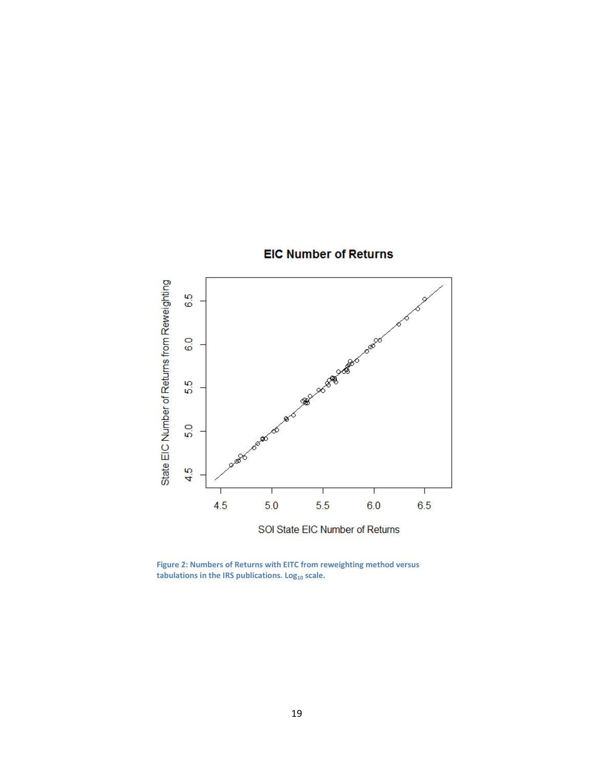Figure 2: Numbers of Returns with EITC from reweighting method versus tabulations in the IRS publications. $Log_{10}$ scale.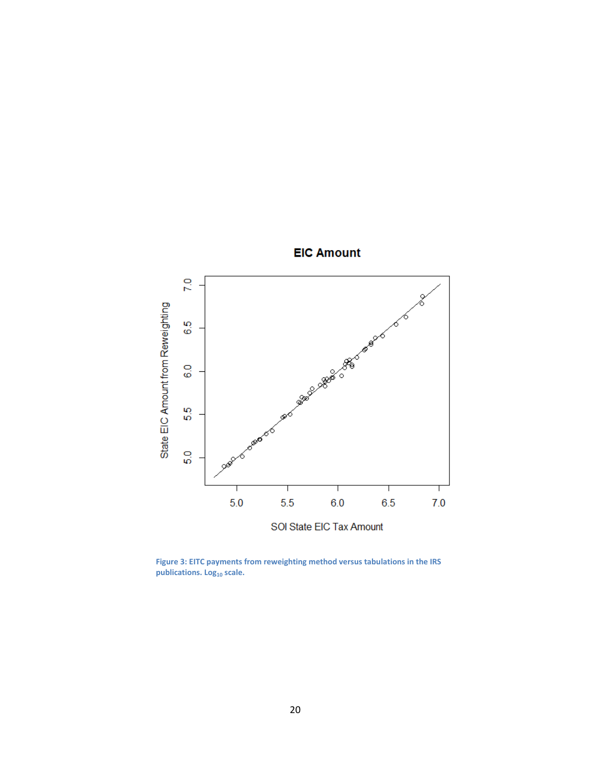Figure 3: EITC payments from reweighting method versus tabulations in the IRS publications. $Log_{10}$ scale.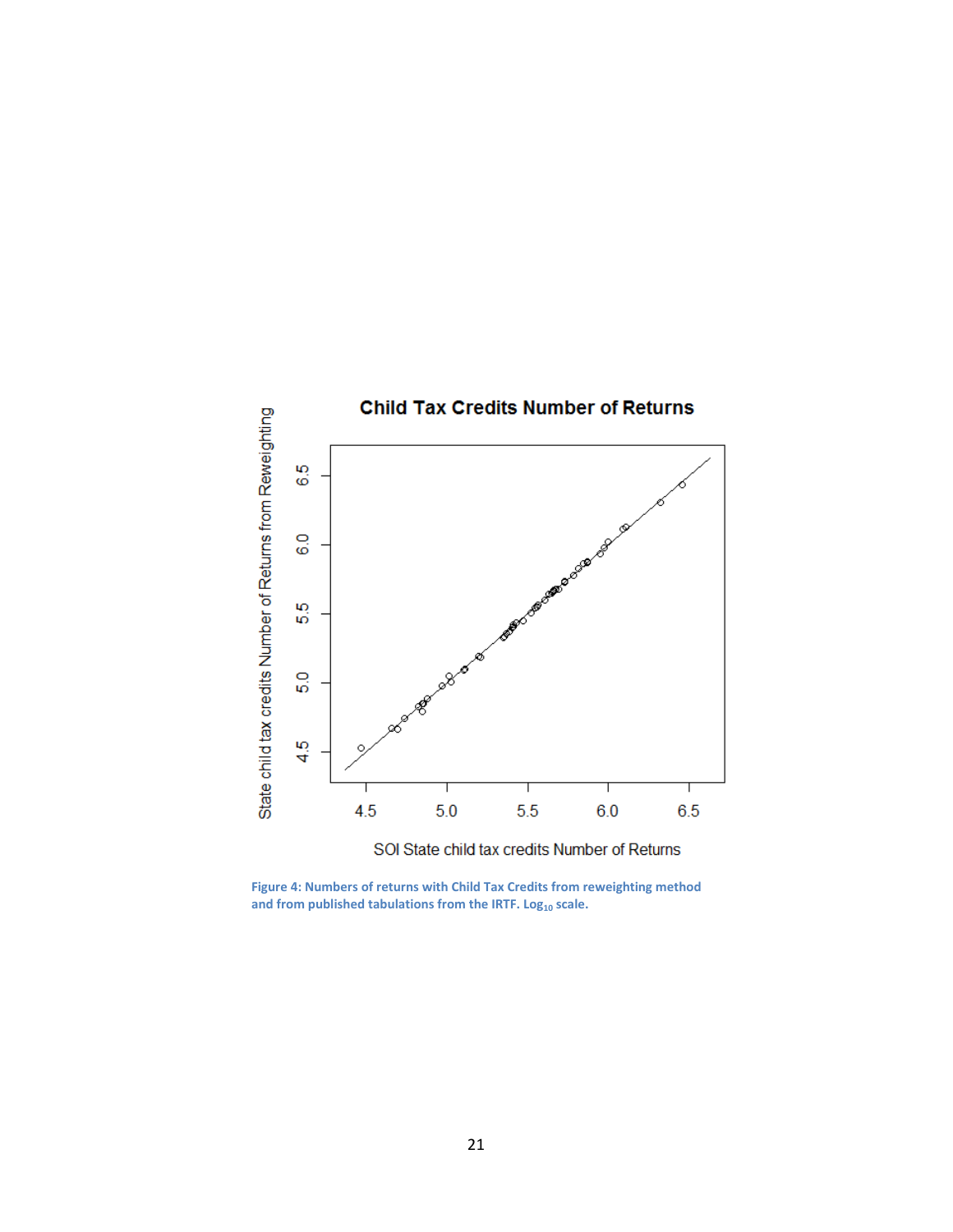Figure 4: Numbers of returns with Child Tax Credits from reweighting method and from published tabulations from the IRTF. $Log_{10}$ scale.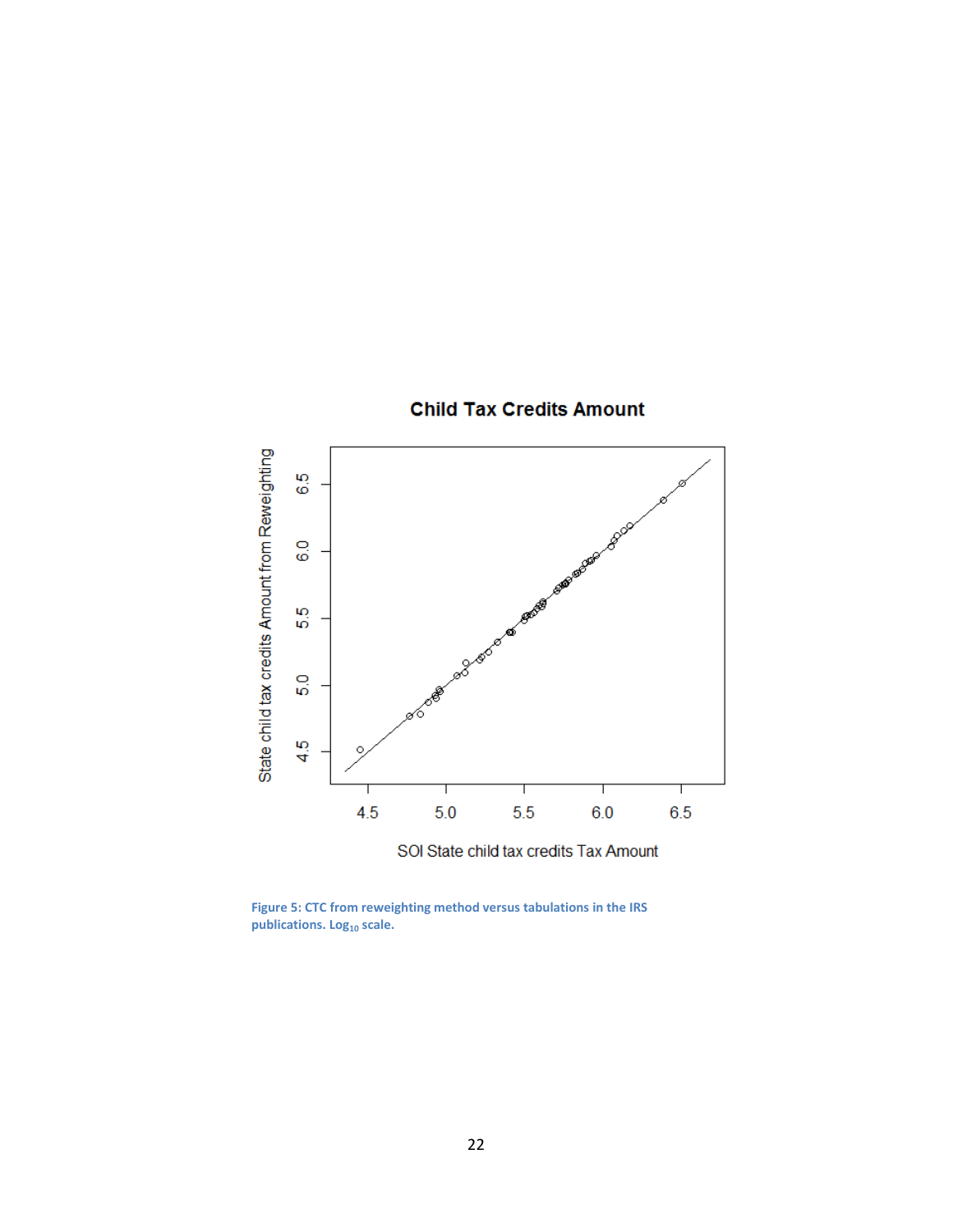Figure 5: CTC from reweighting method versus tabulations in the IRS publications. $\text{Log}_{10}$ scale.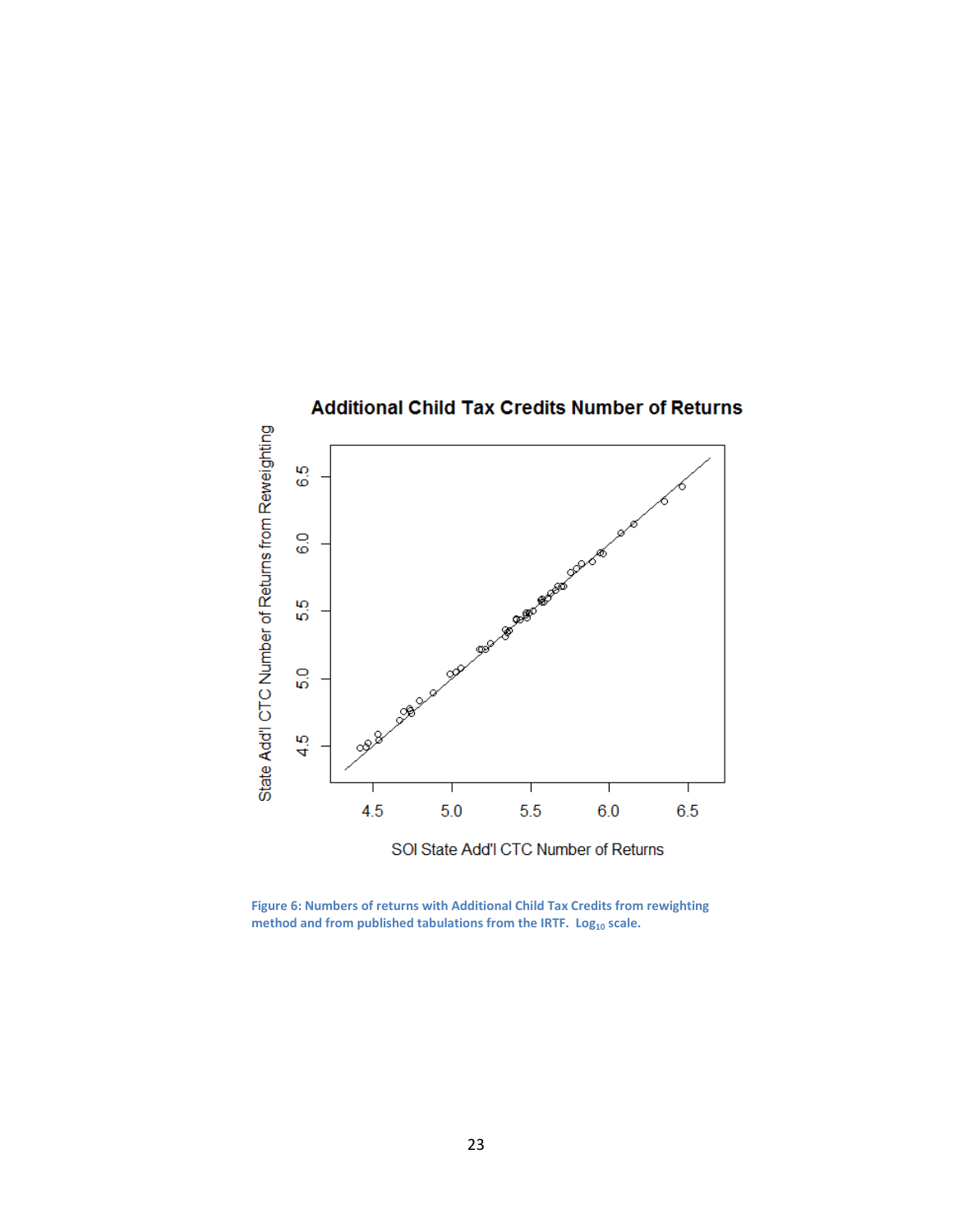Figure 6: Numbers of returns with Additional Child Tax Credits from rewighting method and from published tabulations from the IRTF. $Log_{10}$ scale.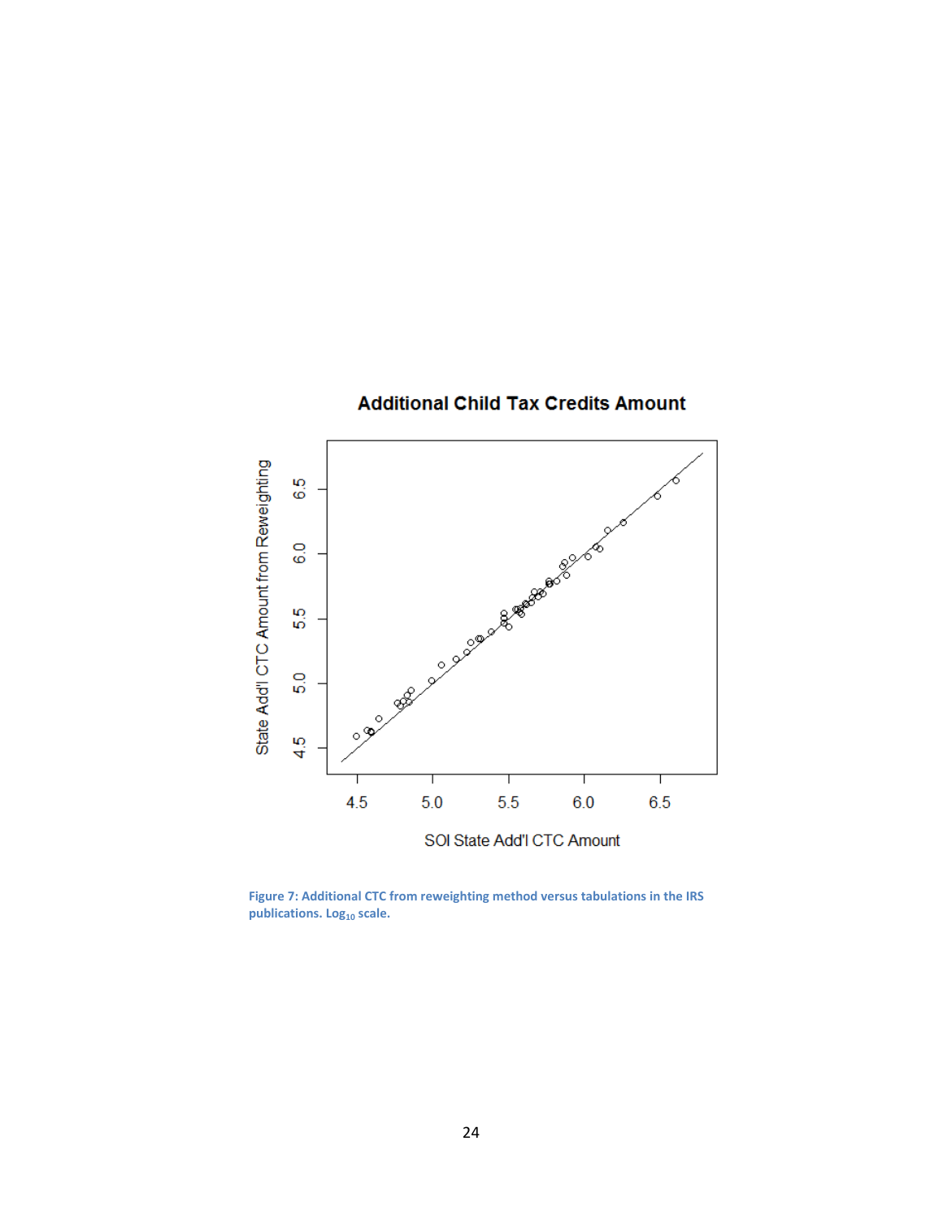Figure 7: Additional CTC from reweighting method versus tabulations in the IRS publications. $Log_{10}$ scale.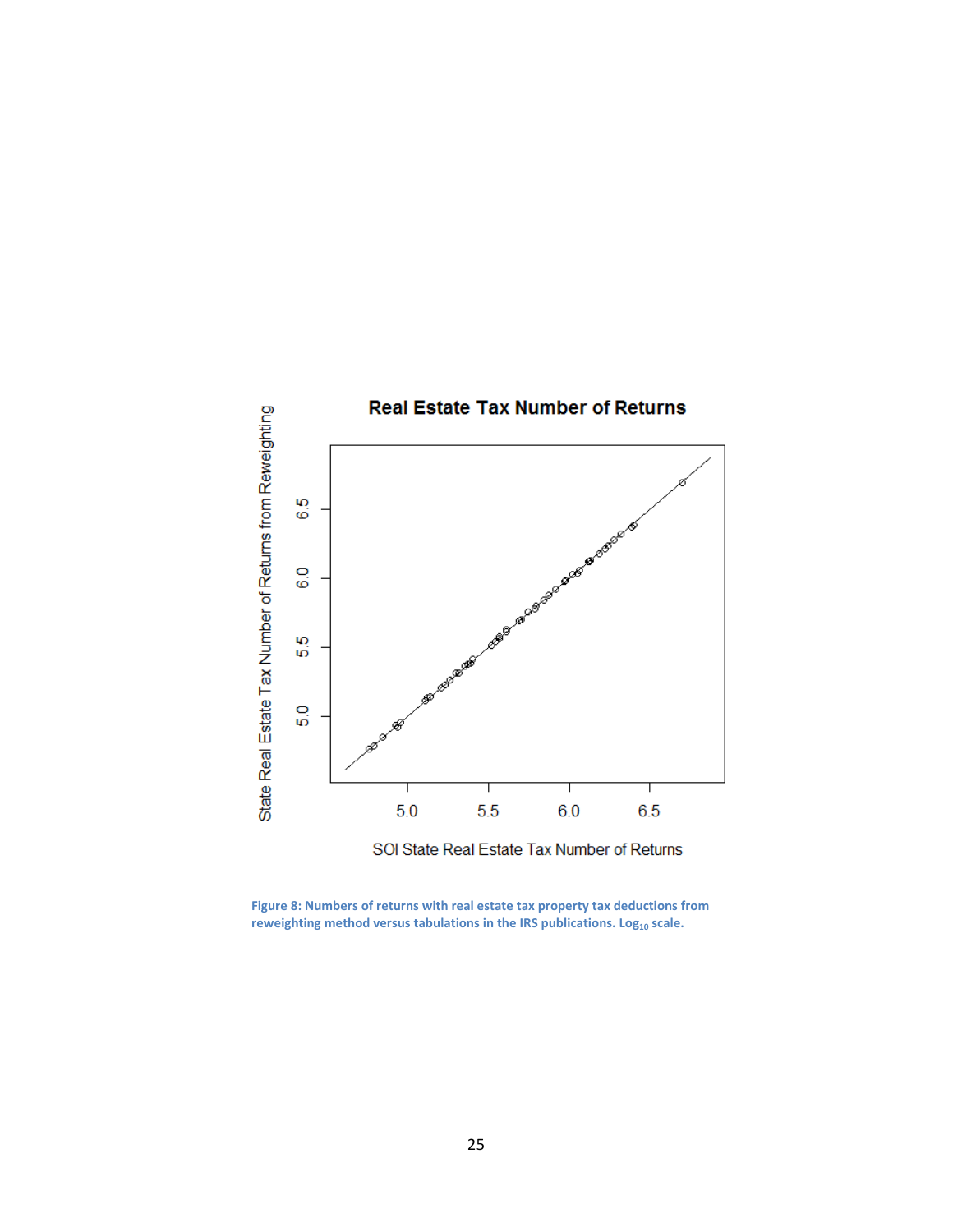Figure 8: Numbers of returns with real estate tax property tax deductions from reweighting method versus tabulations in the IRS publications. $Log_{10}$ scale.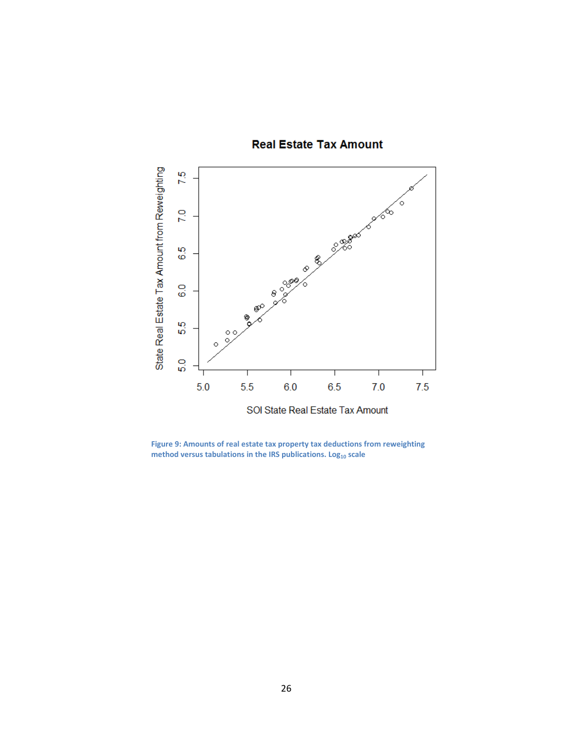Figure 9: Amounts of real estate tax property tax deductions from reweighting method versus tabulations in the IRS publications. $Log_{10}$ scale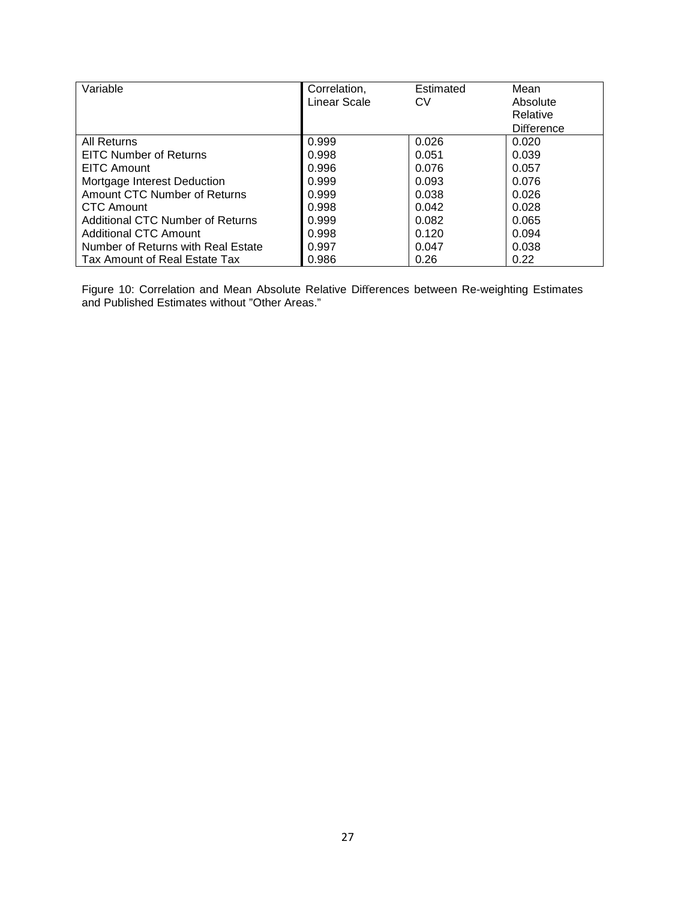| Variable | Correlation, Linear Scale | Estimated CV | Mean Absolute Relative Difference |
|---|---|---|---|
| All Returns | 0.999 | 0.026 | 0.020 |
| EITC Number of Returns | 0.998 | 0.051 | 0.039 |
| EITC Amount | 0.996 | 0.076 | 0.057 |
| Mortgage Interest Deduction | 0.999 | 0.093 | 0.076 |
| Amount CTC Number of Returns | 0.999 | 0.038 | 0.026 |
| CTC Amount | 0.998 | 0.042 | 0.028 |
| Additional CTC Number of Returns | 0.999 | 0.082 | 0.065 |
| Additional CTC Amount | 0.998 | 0.120 | 0.094 |
| Number of Returns with Real Estate | 0.997 | 0.047 | 0.038 |
| Tax Amount of Real Estate Tax | 0.986 | 0.26 | 0.22 |

Figure 10: Correlation and Mean Absolute Relative Differences between Re-weighting Estimates and Published Estimates without "Other Areas."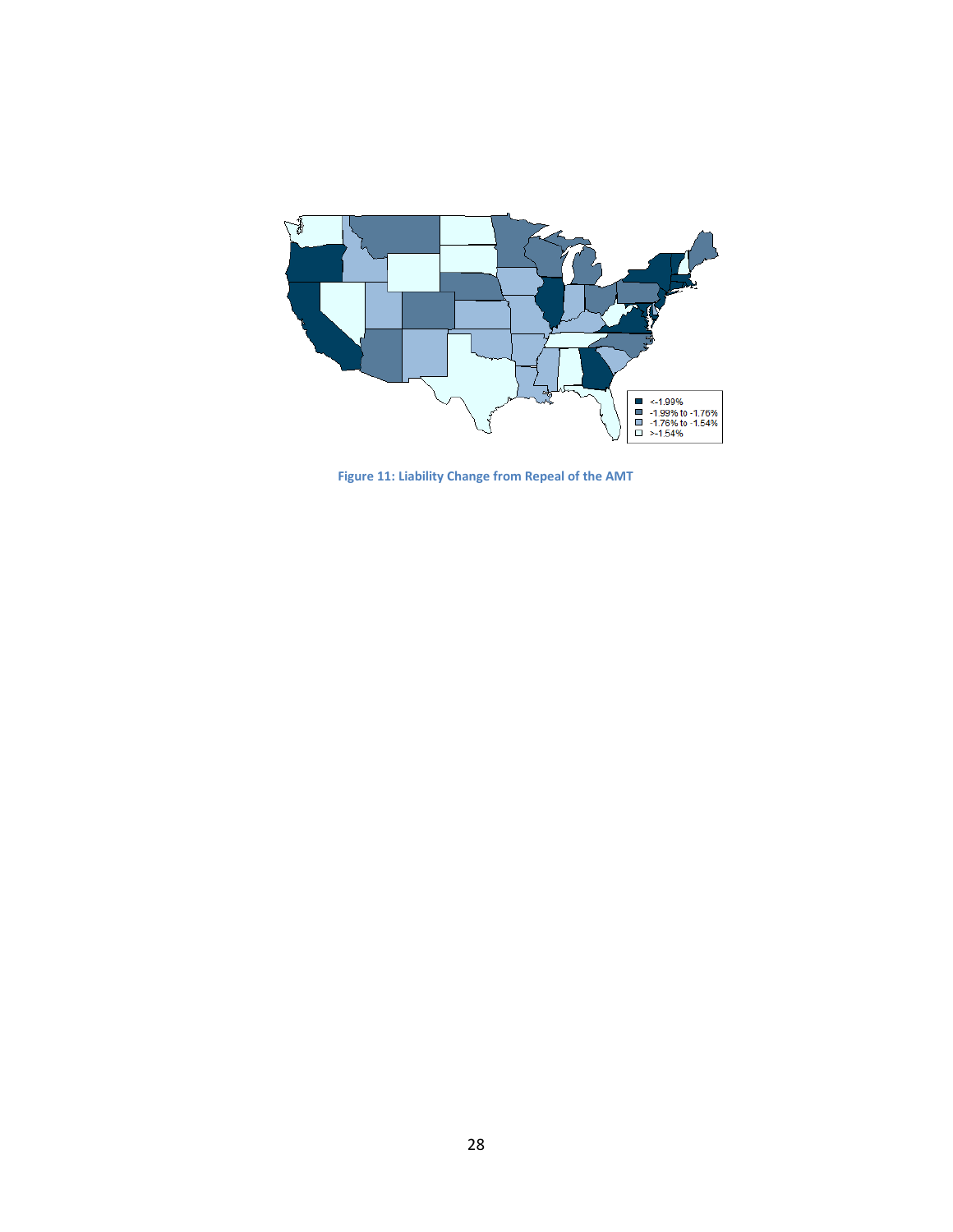| Legend |
| --- |
| <-1.99% |
| -1.99% to -1.76% |
| -1.76% to -1.54% |
| >-1.54% |

**Figure 11: Liability Change from Repeal of the AMT**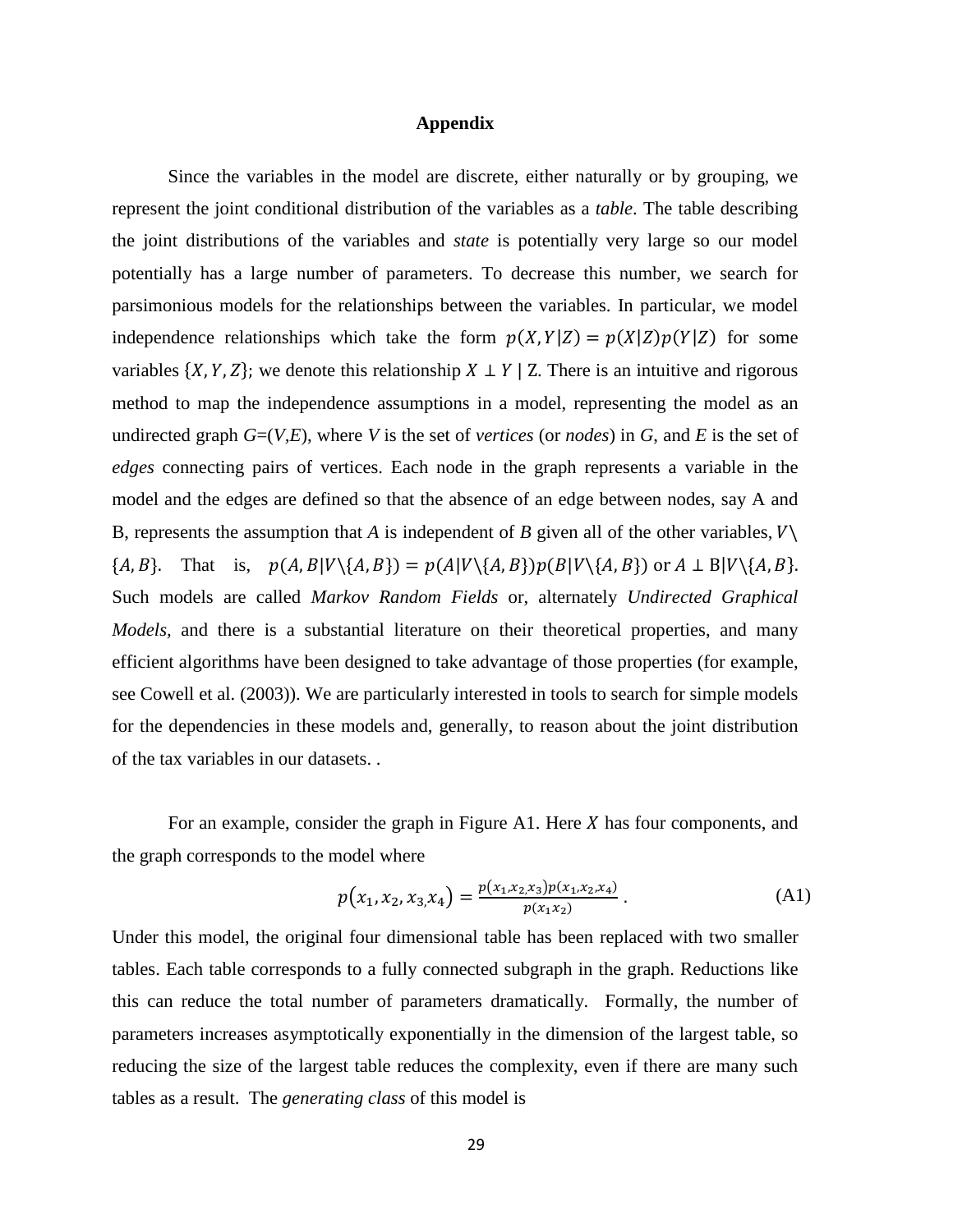**Appendix**

Since the variables in the model are discrete, either naturally or by grouping, we represent the joint conditional distribution of the variables as a *table*. The table describing the joint distributions of the variables and *state* is potentially very large so our model potentially has a large number of parameters. To decrease this number, we search for parsimonious models for the relationships between the variables. In particular, we model independence relationships which take the form $p(X,Y|Z) = p(X|Z)p(Y|Z)$ for some variables $\{X, Y, Z\}$; we denote this relationship $X \perp Y \mid Z$. There is an intuitive and rigorous method to map the independence assumptions in a model, representing the model as an undirected graph *G*=(*V*,*E*), where *V* is the set of *vertices* (or *nodes*) in *G*, and *E* is the set of *edges* connecting pairs of vertices. Each node in the graph represents a variable in the model and the edges are defined so that the absence of an edge between nodes, say A and B, represents the assumption that *A* is independent of *B* given all of the other variables, $V \setminus \{A, B\}$. That is, $p(A, B|V\setminus\{A, B\}) = p(A|V\setminus\{A, B\})p(B|V\setminus\{A, B\})$ or $A \perp B|V\setminus\{A, B\}$. Such models are called *Markov Random Fields* or, alternately *Undirected Graphical Models,* and there is a substantial literature on their theoretical properties, and many efficient algorithms have been designed to take advantage of those properties (for example, see Cowell et al. (2003)). We are particularly interested in tools to search for simple models for the dependencies in these models and, generally, to reason about the joint distribution of the tax variables in our datasets. .

For an example, consider the graph in Figure A1. Here $X$ has four components, and the graph corresponds to the model where

$$p(x_1, x_2, x_3, x_4) = \frac{p(x_1, x_2, x_3)p(x_1, x_2, x_4)}{p(x_1 x_2)} . \tag{A1}$$

Under this model, the original four dimensional table has been replaced with two smaller tables. Each table corresponds to a fully connected subgraph in the graph. Reductions like this can reduce the total number of parameters dramatically. Formally, the number of parameters increases asymptotically exponentially in the dimension of the largest table, so reducing the size of the largest table reduces the complexity, even if there are many such tables as a result. The *generating class* of this model is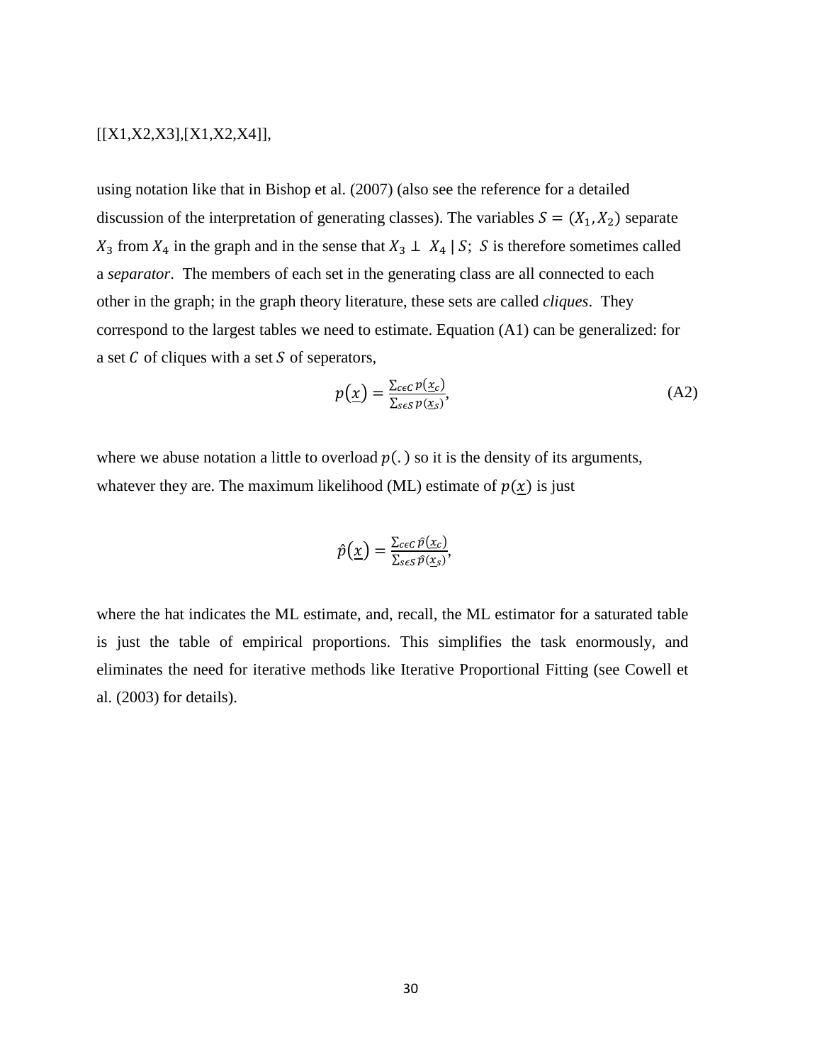[[X1,X2,X3],[X1,X2,X4]],

using notation like that in Bishop et al. (2007) (also see the reference for a detailed discussion of the interpretation of generating classes). The variables $S = (X_1, X_2)$ separate $X_3$ from $X_4$ in the graph and in the sense that $X_3 \perp X_4 \mid S$; $S$ is therefore sometimes called a *separator*. The members of each set in the generating class are all connected to each other in the graph; in the graph theory literature, these sets are called *cliques*. They correspond to the largest tables we need to estimate. Equation (A1) can be generalized: for a set $C$ of cliques with a set $S$ of seperators,

$$p(\underline{x}) = \frac{\sum_{c \epsilon C} p(\underline{x}_c)}{\sum_{s \epsilon S} p(\underline{x}_s)}, \tag{A2}$$

where we abuse notation a little to overload $p(.)$ so it is the density of its arguments, whatever they are. The maximum likelihood (ML) estimate of $p(\underline{x})$ is just

$$\hat{p}(\underline{x}) = \frac{\sum_{c \epsilon C} \hat{p}(\underline{x}_c)}{\sum_{s \epsilon S} \hat{p}(\underline{x}_s)},$$

where the hat indicates the ML estimate, and, recall, the ML estimator for a saturated table is just the table of empirical proportions. This simplifies the task enormously, and eliminates the need for iterative methods like Iterative Proportional Fitting (see Cowell et al. (2003) for details).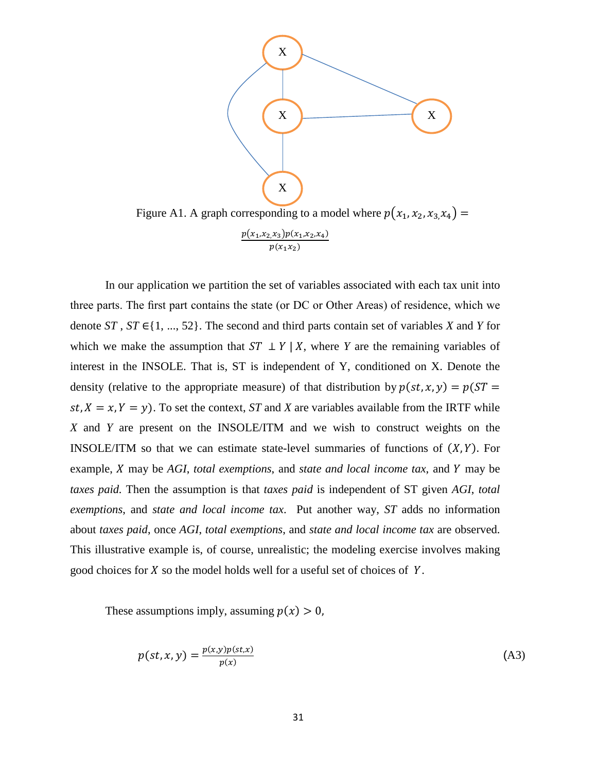Figure A1. A graph corresponding to a model where $p(x_1, x_2, x_3, x_4) = \frac{p(x_1, x_2, x_3)p(x_1, x_2, x_4)}{p(x_1 x_2)}$

In our application we partition the set of variables associated with each tax unit into three parts. The first part contains the state (or DC or Other Areas) of residence, which we denote $ST$ , $ST \in \{1, ..., 52\}$. The second and third parts contain set of variables $X$ and $Y$ for which we make the assumption that $ST \perp Y \mid X$, where $Y$ are the remaining variables of interest in the INSOLE. That is, ST is independent of Y, conditioned on X. Denote the density (relative to the appropriate measure) of that distribution by $p(st, x, y) = p(ST = st, X = x, Y = y)$. To set the context, $ST$ and $X$ are variables available from the IRTF while $X$ and $Y$ are present on the INSOLE/ITM and we wish to construct weights on the INSOLE/ITM so that we can estimate state-level summaries of functions of $(X, Y)$. For example, $X$ may be *AGI*, *total exemptions*, and *state and local income tax*, and $Y$ may be *taxes paid*. Then the assumption is that *taxes paid* is independent of ST given *AGI*, *total exemptions*, and *state and local income tax*. Put another way, $ST$ adds no information about *taxes paid*, once *AGI*, *total exemptions*, and *state and local income tax* are observed. This illustrative example is, of course, unrealistic; the modeling exercise involves making good choices for $X$ so the model holds well for a useful set of choices of $Y$.

These assumptions imply, assuming $p(x) > 0$,

$$p(st, x, y) = \frac{p(x, y)p(st, x)}{p(x)} \tag{A3}$$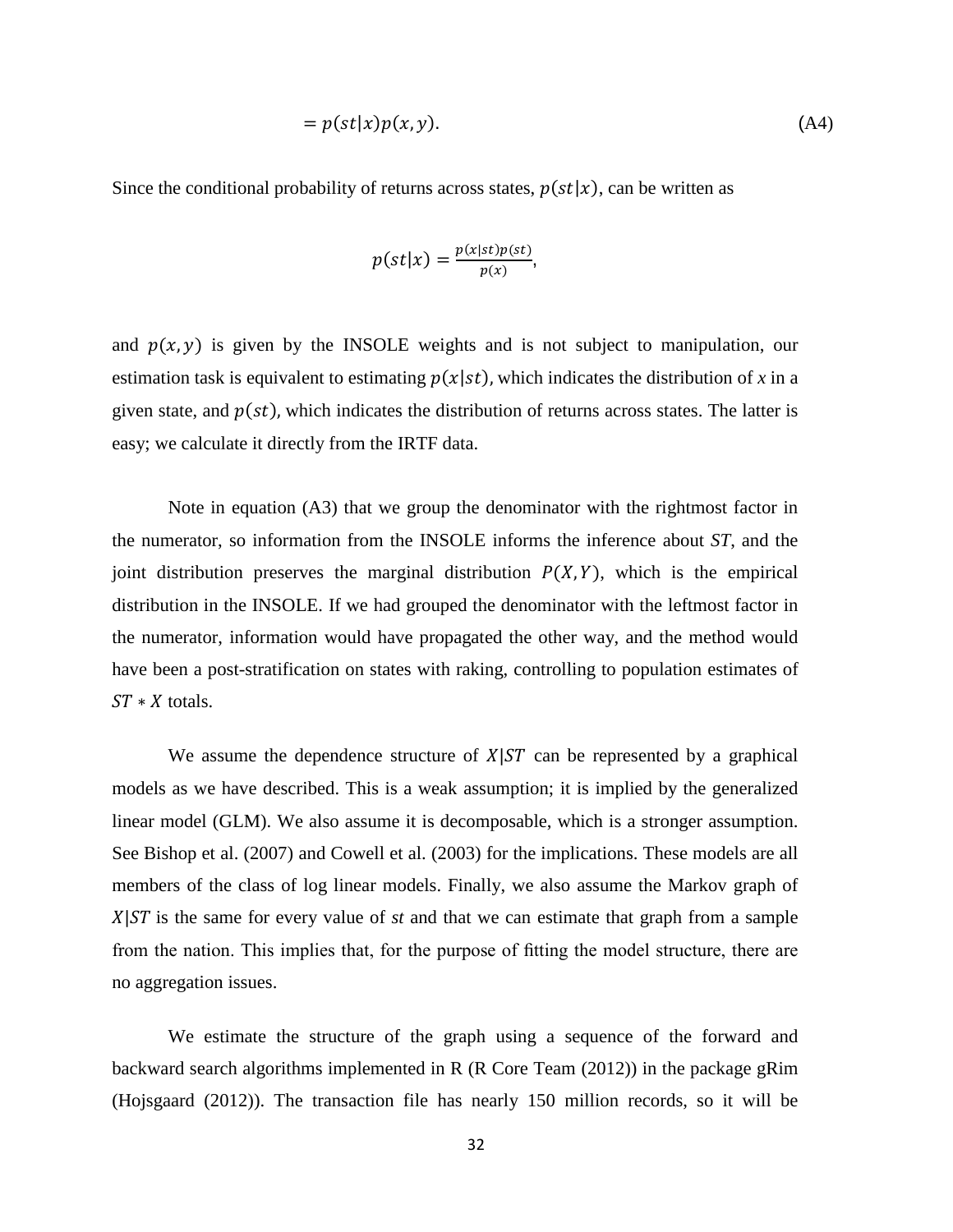$$= p(st|x)p(x,y). \tag{A4}$$

Since the conditional probability of returns across states, $p(st|x)$, can be written as

$$p(st|x) = \frac{p(x|st)p(st)}{p(x)},$$

and $p(x,y)$ is given by the INSOLE weights and is not subject to manipulation, our estimation task is equivalent to estimating $p(x|st)$, which indicates the distribution of *x* in a given state, and $p(st)$, which indicates the distribution of returns across states. The latter is easy; we calculate it directly from the IRTF data.

Note in equation (A3) that we group the denominator with the rightmost factor in the numerator, so information from the INSOLE informs the inference about $ST$, and the joint distribution preserves the marginal distribution $P(X,Y)$, which is the empirical distribution in the INSOLE. If we had grouped the denominator with the leftmost factor in the numerator, information would have propagated the other way, and the method would have been a post-stratification on states with raking, controlling to population estimates of $ST * X$ totals.

We assume the dependence structure of $X|ST$ can be represented by a graphical models as we have described. This is a weak assumption; it is implied by the generalized linear model (GLM). We also assume it is decomposable, which is a stronger assumption. See Bishop et al. (2007) and Cowell et al. (2003) for the implications. These models are all members of the class of log linear models. Finally, we also assume the Markov graph of $X|ST$ is the same for every value of *st* and that we can estimate that graph from a sample from the nation. This implies that, for the purpose of fitting the model structure, there are no aggregation issues.

We estimate the structure of the graph using a sequence of the forward and backward search algorithms implemented in R (R Core Team (2012)) in the package gRim (Hojsgaard (2012)). The transaction file has nearly 150 million records, so it will be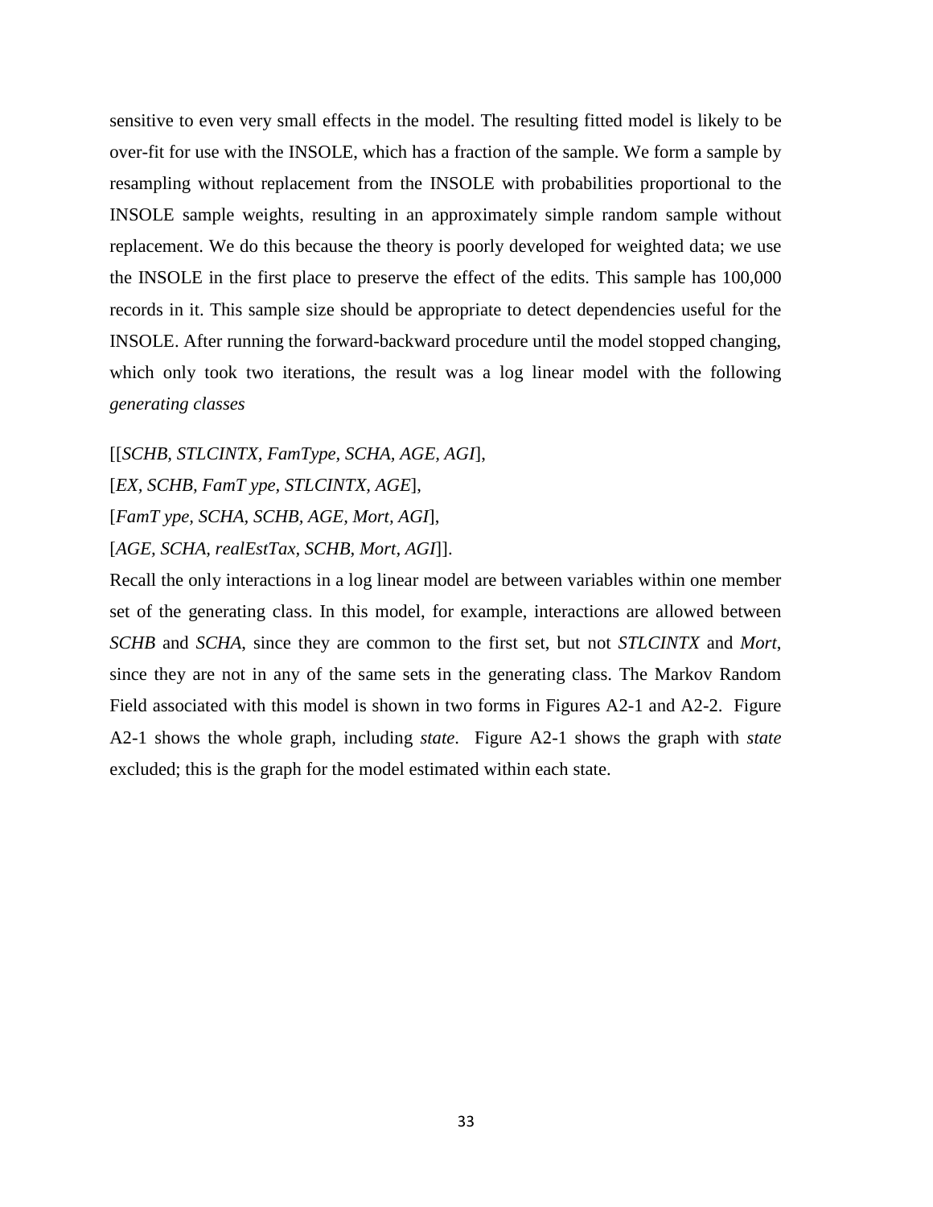sensitive to even very small effects in the model. The resulting fitted model is likely to be over-fit for use with the INSOLE, which has a fraction of the sample. We form a sample by resampling without replacement from the INSOLE with probabilities proportional to the INSOLE sample weights, resulting in an approximately simple random sample without replacement. We do this because the theory is poorly developed for weighted data; we use the INSOLE in the first place to preserve the effect of the edits. This sample has 100,000 records in it. This sample size should be appropriate to detect dependencies useful for the INSOLE. After running the forward-backward procedure until the model stopped changing, which only took two iterations, the result was a log linear model with the following *generating classes*

[[*SCHB, STLCINTX, FamType, SCHA, AGE, AGI*],

[*EX, SCHB, FamT ype, STLCINTX, AGE*],

[*FamT ype, SCHA, SCHB, AGE, Mort, AGI*],

[*AGE, SCHA, realEstTax, SCHB, Mort, AGI*]].

Recall the only interactions in a log linear model are between variables within one member set of the generating class. In this model, for example, interactions are allowed between *SCHB* and *SCHA*, since they are common to the first set, but not *STLCINTX* and *Mort*, since they are not in any of the same sets in the generating class. The Markov Random Field associated with this model is shown in two forms in Figures A2-1 and A2-2. Figure A2-1 shows the whole graph, including *state*. Figure A2-1 shows the graph with *state* excluded; this is the graph for the model estimated within each state.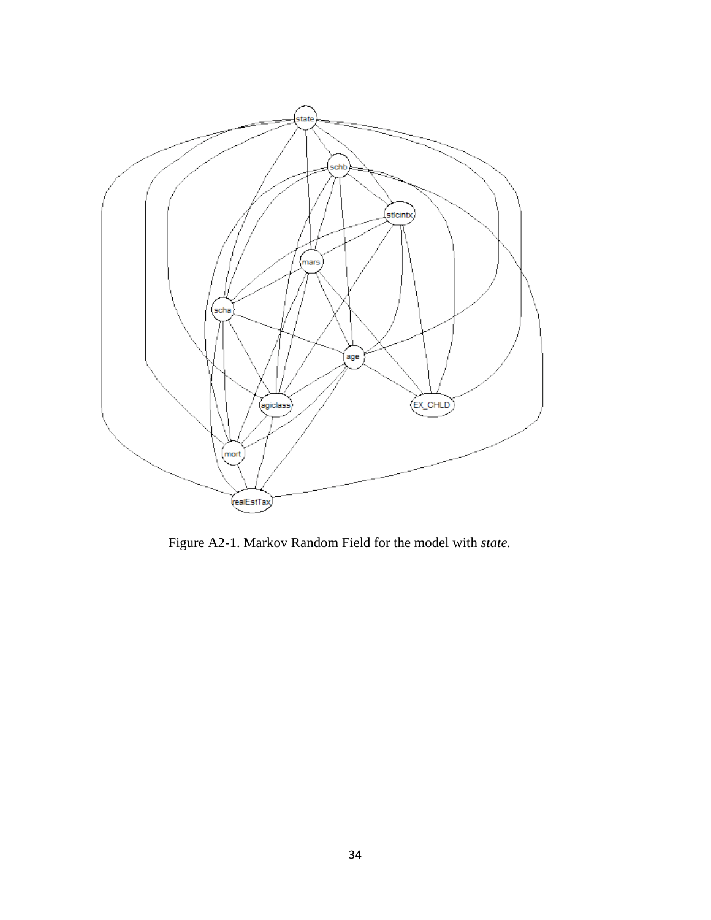Figure A2-1. Markov Random Field for the model with *state.*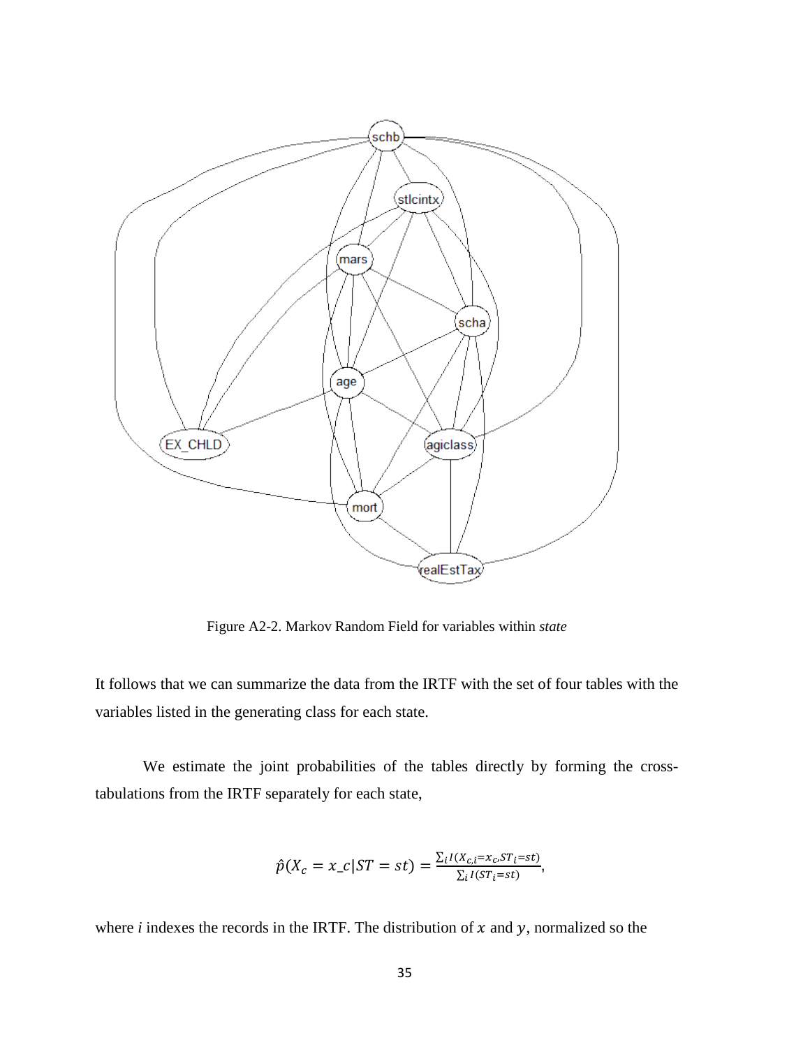Figure A2-2. Markov Random Field for variables within *state*

It follows that we can summarize the data from the IRTF with the set of four tables with the variables listed in the generating class for each state.

We estimate the joint probabilities of the tables directly by forming the cross-tabulations from the IRTF separately for each state,

$$\hat{p}(X_c = x\_c | ST = st) = \frac{\sum_i I(X_{c,i} = x_c, ST_i = st)}{\sum_i I(ST_i = st)},$$

where *i* indexes the records in the IRTF. The distribution of $x$ and $y$, normalized so the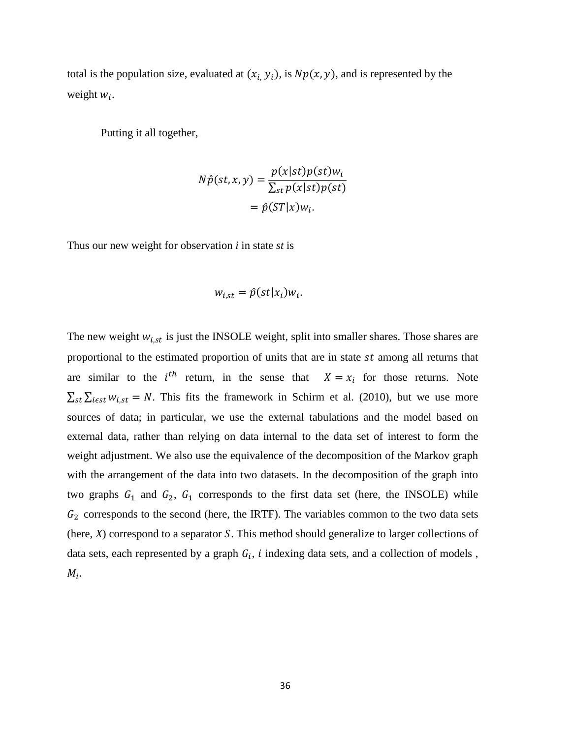total is the population size, evaluated at $(x_{i,} y_i)$, is $Np(x,y)$, and is represented by the weight $w_i$.

Putting it all together,

$$N\hat{p}(st,x,y) = \frac{p(x|st)p(st)w_i}{\sum_{st} p(x|st)p(st)}$$
$$= \hat{p}(ST|x)w_i.$$

Thus our new weight for observation *i* in state *st* is

$$w_{i,st} = \hat{p}(st|x_i)w_i.$$

The new weight $w_{i,st}$ is just the INSOLE weight, split into smaller shares. Those shares are proportional to the estimated proportion of units that are in state $st$ among all returns that are similar to the $i^{th}$ return, in the sense that $X = x_i$ for those returns. Note $\sum_{st} \sum_{i\epsilon st} w_{i,st} = N$. This fits the framework in Schirm et al. (2010), but we use more sources of data; in particular, we use the external tabulations and the model based on external data, rather than relying on data internal to the data set of interest to form the weight adjustment. We also use the equivalence of the decomposition of the Markov graph with the arrangement of the data into two datasets. In the decomposition of the graph into two graphs $G_1$ and $G_2$, $G_1$ corresponds to the first data set (here, the INSOLE) while $G_2$ corresponds to the second (here, the IRTF). The variables common to the two data sets (here, *X*) correspond to a separator $S$. This method should generalize to larger collections of data sets, each represented by a graph $G_i$, $i$ indexing data sets, and a collection of models , $M_i$.